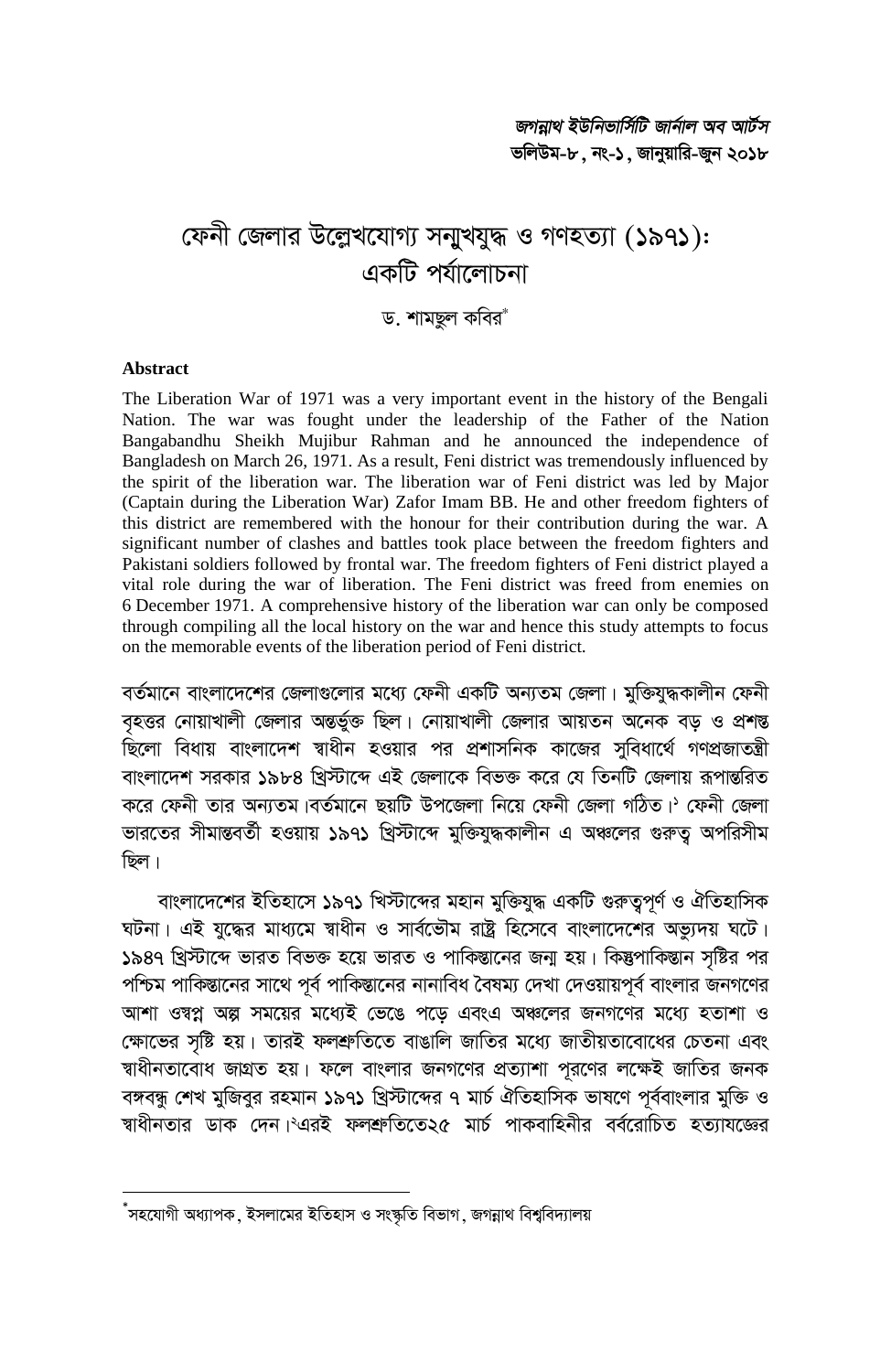# ফেনী জেলার উল্লেখযোগ্য সন্মুখযুদ্ধ ও গণহত্যা (১৯৭১): একটি পর্যালোচনা

ড. শামছুল কবির*

**Abstract**

The Liberation War of 1971 was a very important event in the history of the Bengali Nation. The war was fought under the leadership of the Father of the Nation Bangabandhu Sheikh Mujibur Rahman and he announced the independence of Bangladesh on March 26, 1971. As a result, Feni district was tremendously influenced by the spirit of the liberation war. The liberation war of Feni district was led by Major (Captain during the Liberation War) Zafor Imam BB. He and other freedom fighters of this district are remembered with the honour for their contribution during the war. A significant number of clashes and battles took place between the freedom fighters and Pakistani soldiers followed by frontal war. The freedom fighters of Feni district played a vital role during the war of liberation. The Feni district was freed from enemies on 6 December 1971. A comprehensive history of the liberation war can only be composed through compiling all the local history on the war and hence this study attempts to focus on the memorable events of the liberation period of Feni district.

বর্তমানে বাংলাদেশের জেলাগুলোর মধ্যে ফেনী একটি অন্যতম জেলা। মুক্তিযুদ্ধকালীন ফেনী বৃহত্তর নোয়াখালী জেলার অন্তর্ভুক্ত ছিল। নোয়াখালী জেলার আয়তন অনেক বড় ও প্রশস্ত ছিলো বিধায় বাংলাদেশ স্বাধীন হওয়ার পর প্রশাসনিক কাজের সুবিধার্থে গণপ্রজাতন্ত্রী বাংলাদেশ সরকার ১৯৮৪ খ্রিস্টাব্দে এই জেলাকে বিভক্ত করে যে তিনটি জেলায় রূপান্তরিত করে ফেনী তার অন্যতম।বর্তমানে ছয়টি উপজেলা নিয়ে ফেনী জেলা গঠিত।[১] ফেনী জেলা ভারতের সীমান্তবর্তী হওয়ায় ১৯৭১ খ্রিস্টাব্দে মুক্তিযুদ্ধকালীন এ অঞ্চলের গুরুত্ব অপরিসীম ছিল।

বাংলাদেশের ইতিহাসে ১৯৭১ খিস্টাব্দের মহান মুক্তিযুদ্ধ একটি গুরুত্বপূর্ণ ও ঐতিহাসিক ঘটনা। এই যুদ্ধের মাধ্যমে স্বাধীন ও সার্বভৌম রাষ্ট্র হিসেবে বাংলাদেশের অভ্যুদয় ঘটে। ১৯৪৭ খ্রিস্টাব্দে ভারত বিভক্ত হয়ে ভারত ও পাকিস্তানের জন্ম হয়। কিন্তুপাকিস্তান সৃষ্টির পর পশ্চিম পাকিস্তানের সাথে পূর্ব পাকিস্তানের নানাবিধ বৈষম্য দেখা দেওয়ায়পূর্ব বাংলার জনগণের আশা ওস্বপ্ন অল্প সময়ের মধ্যেই ভেঙে পড়ে এবংএ অঞ্চলের জনগণের মধ্যে হতাশা ও ক্ষোভের সৃষ্টি হয়। তারই ফলশ্রুতিতে বাঙালি জাতির মধ্যে জাতীয়তাবোধের চেতনা এবং স্বাধীনতাবোধ জাগ্রত হয়। ফলে বাংলার জনগণের প্রত্যাশা পূরণের লক্ষেই জাতির জনক বঙ্গবন্ধু শেখ মুজিবুর রহমান ১৯৭১ খ্রিস্টাব্দের ৭ মার্চ ঐতিহাসিক ভাষণে পূর্ববাংলার মুক্তি ও স্বাধীনতার ডাক দেন।[২]এরই ফলশ্রুতিতে২৫ মার্চ পাকবাহিনীর বর্বরোচিত হত্যাযজ্ঞের

*সহযোগী অধ্যাপক, ইসলামের ইতিহাস ও সংস্কৃতি বিভাগ, জগন্নাথ বিশ্ববিদ্যালয়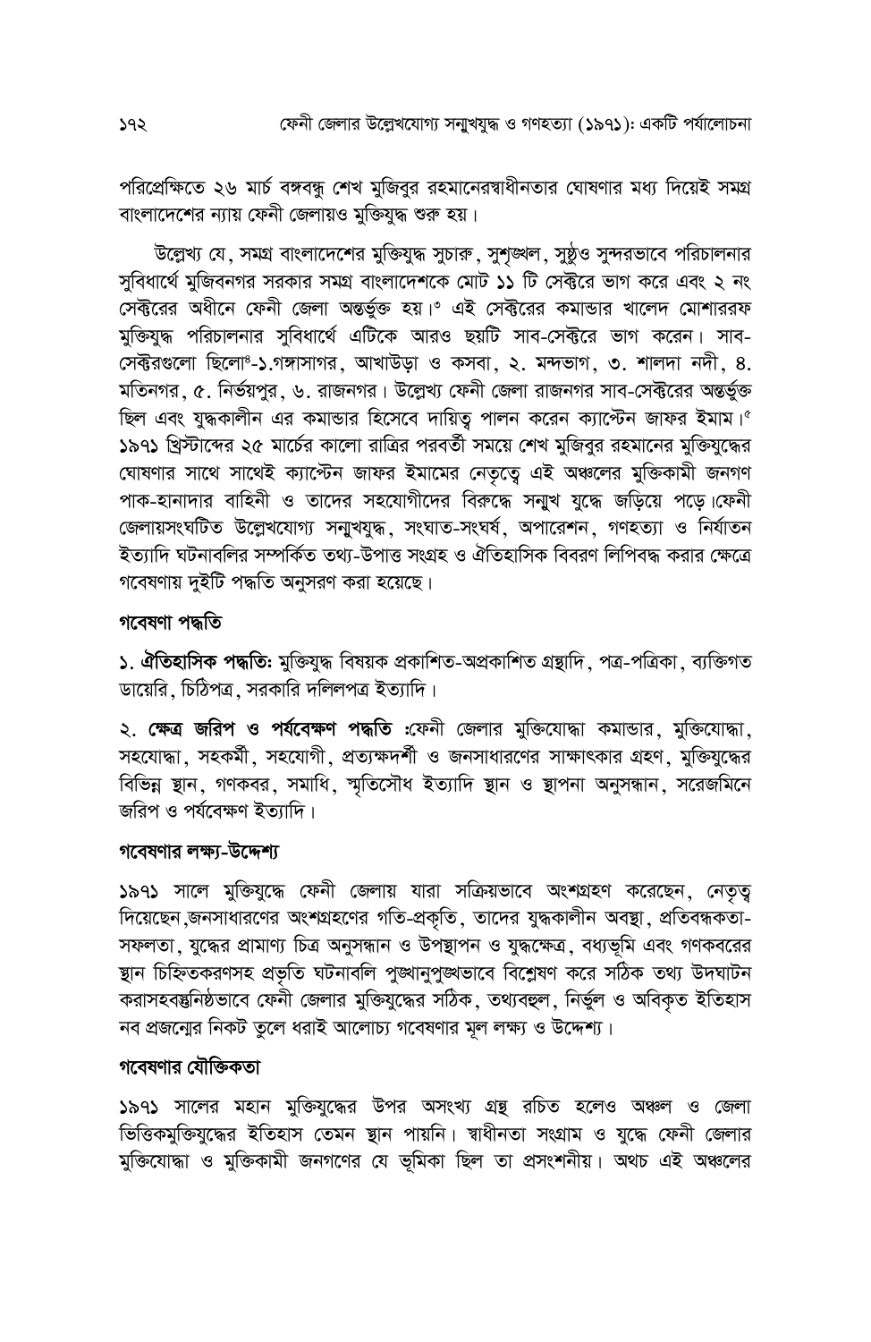পরিপ্রেক্ষিতে ২৬ মার্চ বঙ্গবন্ধু শেখ মুজিবুর রহমানেরস্বাধীনতার ঘোষণার মধ্য দিয়েই সমগ্র বাংলাদেশের ন্যায় ফেনী জেলায়ও মুক্তিযুদ্ধ শুরু হয়।

উল্লেখ্য যে, সমগ্র বাংলাদেশের মুক্তিযুদ্ধ সুচারু, সুশৃঙ্খল, সুষ্ঠুও সুন্দরভাবে পরিচালনার সুবিধার্থে মুজিবনগর সরকার সমগ্র বাংলাদেশকে মোট ১১ টি সেক্টরে ভাগ করে এবং ২ নং সেক্টরের অধীনে ফেনী জেলা অন্তর্ভুক্ত হয়।[৩] এই সেক্টরের কমান্ডার খালেদ মোশাররফ মুক্তিযুদ্ধ পরিচালনার সুবিধার্থে এটিকে আরও ছয়টি সাব-সেক্টরে ভাগ করেন। সাব-সেক্টরগুলো ছিলো[৪]-১.গঙ্গাসাগর, আখাউড়া ও কসবা, ২. মন্দভাগ, ৩. শালদা নদী, ৪. মতিনগর, ৫. নির্ভয়পুর, ৬. রাজনগর। উল্লেখ্য ফেনী জেলা রাজনগর সাব-সেক্টরের অন্তর্ভুক্ত ছিল এবং যুদ্ধকালীন এর কমান্ডার হিসেবে দায়িত্ব পালন করেন ক্যাপ্টেন জাফর ইমাম।[৫] ১৯৭১ খ্রিস্টাব্দের ২৫ মার্চের কালো রাত্রির পরবর্তী সময়ে শেখ মুজিবুর রহমানের মুক্তিযুদ্ধের ঘোষণার সাথে সাথেই ক্যাপ্টেন জাফর ইমামের নেতৃত্বে এই অঞ্চলের মুক্তিকামী জনগণ পাক-হানাদার বাহিনী ও তাদের সহযোগীদের বিরুদ্ধে সন্মুখ যুদ্ধে জড়িয়ে পড়ে।ফেনী জেলায়সংঘটিত উল্লেখযোগ্য সন্মুখযুদ্ধ, সংঘাত-সংঘর্ষ, অপারেশন, গণহত্যা ও নির্যাতন ইত্যাদি ঘটনাবলির সম্পর্কিত তথ্য-উপাত্ত সংগ্রহ ও ঐতিহাসিক বিবরণ লিপিবদ্ধ করার ক্ষেত্রে গবেষণায় দুইটি পদ্ধতি অনুসরণ করা হয়েছে।

### গবেষণা পদ্ধতি

১. **ঐতিহাসিক পদ্ধতিঃ** মুক্তিযুদ্ধ বিষয়ক প্রকাশিত-অপ্রকাশিত গ্রন্থাদি, পত্র-পত্রিকা, ব্যক্তিগত ডায়েরি, চিঠিপত্র, সরকারি দলিলপত্র ইত্যাদি।

২. **ক্ষেত্র জরিপ ও পর্যবেক্ষণ পদ্ধতি :**ফেনী জেলার মুক্তিযোদ্ধা কমান্ডার, মুক্তিযোদ্ধা, সহযোদ্ধা, সহকর্মী, সহযোগী, প্রত্যক্ষদর্শী ও জনসাধারণের সাক্ষাৎকার গ্রহণ, মুক্তিযুদ্ধের বিভিন্ন স্থান, গণকবর, সমাধি, স্মৃতিসৌধ ইত্যাদি স্থান ও স্থাপনা অনুসন্ধান, সরেজমিনে জরিপ ও পর্যবেক্ষণ ইত্যাদি।

### গবেষণার লক্ষ্য-উদ্দেশ্য

১৯৭১ সালে মুক্তিযুদ্ধে ফেনী জেলায় যারা সক্রিয়ভাবে অংশগ্রহণ করেছেন, নেতৃত্ব দিয়েছেন,জনসাধারণের অংশগ্রহণের গতি-প্রকৃতি, তাদের যুদ্ধকালীন অবস্থা, প্রতিবন্ধকতা-সফলতা, যুদ্ধের প্রামাণ্য চিত্র অনুসন্ধান ও উপস্থাপন ও যুদ্ধক্ষেত্র, বধ্যভূমি এবং গণকবরের স্থান চিহ্নিতকরণসহ প্রভৃতি ঘটনাবলি পুঙ্খানুপুঙ্খভাবে বিশ্লেষণ করে সঠিক তথ্য উদঘাটন করাসহবস্তুনিষ্ঠভাবে ফেনী জেলার মুক্তিযুদ্ধের সঠিক, তথ্যবহুল, নির্ভুল ও অবিকৃত ইতিহাস নব প্রজন্মের নিকট তুলে ধরাই আলোচ্য গবেষণার মূল লক্ষ্য ও উদ্দেশ্য।

### গবেষণার যৌক্তিকতা

১৯৭১ সালের মহান মুক্তিযুদ্ধের উপর অসংখ্য গ্রন্থ রচিত হলেও অঞ্চল ও জেলা ভিত্তিকমুক্তিযুদ্ধের ইতিহাস তেমন স্থান পায়নি। স্বাধীনতা সংগ্রাম ও যুদ্ধে ফেনী জেলার মুক্তিযোদ্ধা ও মুক্তিকামী জনগণের যে ভূমিকা ছিল তা প্রসংশনীয়। অথচ এই অঞ্চলের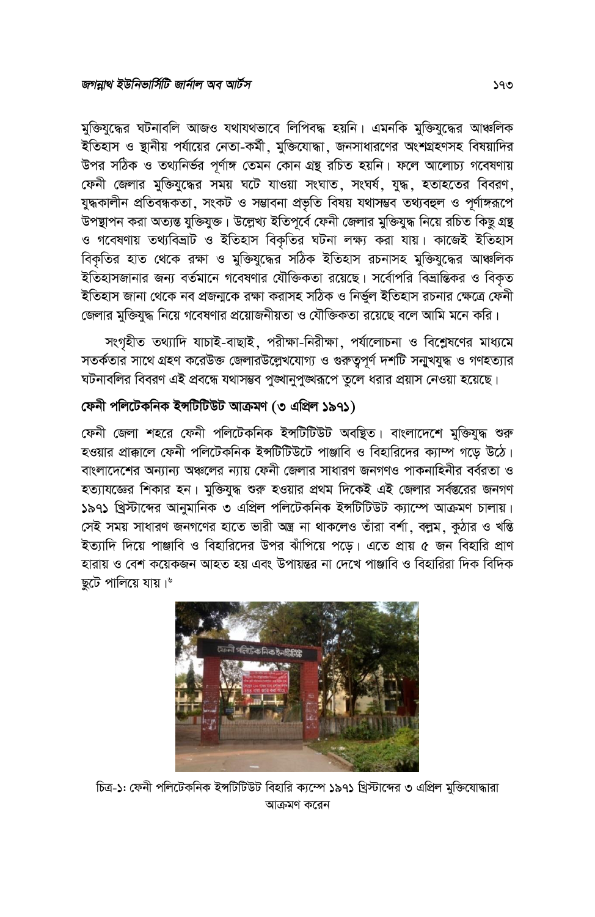মুক্তিযুদ্ধের ঘটনাবলি আজও যথাযথভাবে লিপিবদ্ধ হয়নি। এমনকি মুক্তিযুদ্ধের আঞ্চলিক ইতিহাস ও স্থানীয় পর্যায়ের নেতা-কর্মী, মুক্তিযোদ্ধা, জনসাধারণের অংশগ্রহণসহ বিষয়াদির উপর সঠিক ও তথ্যনির্ভর পূর্ণাঙ্গ তেমন কোন গ্রন্থ রচিত হয়নি। ফলে আলোচ্য গবেষণায় ফেনী জেলার মুক্তিযুদ্ধের সময় ঘটে যাওয়া সংঘাত, সংঘর্ষ, যুদ্ধ, হতাহতের বিবরণ, যুদ্ধকালীন প্রতিবন্ধকতা, সংকট ও সম্ভাবনা প্রভৃতি বিষয় যথাসম্ভব তথ্যবহুল ও পূর্ণাঙ্গরূপে উপস্থাপন করা অত্যন্ত যুক্তিযুক্ত। উল্লেখ্য ইতিপূর্বে ফেনী জেলার মুক্তিযুদ্ধ নিয়ে রচিত কিছু গ্রন্থ ও গবেষণায় তথ্যবিভ্রাট ও ইতিহাস বিকৃতির ঘটনা লক্ষ্য করা যায়। কাজেই ইতিহাস বিকৃতির হাত থেকে রক্ষা ও মুক্তিযুদ্ধের সঠিক ইতিহাস রচনাসহ মুক্তিযুদ্ধের আঞ্চলিক ইতিহাসজানার জন্য বর্তমানে গবেষণার যৌক্তিকতা রয়েছে। সর্বোপরি বিভ্রান্তিকর ও বিকৃত ইতিহাস জানা থেকে নব প্রজন্মকে রক্ষা করাসহ সঠিক ও নির্ভুল ইতিহাস রচনার ক্ষেত্রে ফেনী জেলার মুক্তিযুদ্ধ নিয়ে গবেষণার প্রয়োজনীয়তা ও যৌক্তিকতা রয়েছে বলে আমি মনে করি।

সংগৃহীত তথ্যাদি যাচাই-বাছাই, পরীক্ষা-নিরীক্ষা, পর্যালোচনা ও বিশ্লেষণের মাধ্যমে সতর্কতার সাথে গ্রহণ করেউক্ত জেলারউল্লেখযোগ্য ও গুরুত্বপূর্ণ দশটি সম্মুখযুদ্ধ ও গণহত্যার ঘটনাবলির বিবরণ এই প্রবন্ধে যথাসম্ভব পুঙ্খানুপুঙ্খরূপে তুলে ধরার প্রয়াস নেওয়া হয়েছে।

## ফেনী পলিটেকনিক ইন্সটিটিউট আক্রমণ (৩ এপ্রিল ১৯৭১)

ফেনী জেলা শহরে ফেনী পলিটেকনিক ইন্সটিটিউট অবস্থিত। বাংলাদেশে মুক্তিযুদ্ধ শুরু হওয়ার প্রাক্কালে ফেনী পলিটেকনিক ইন্সটিটিউটে পাঞ্জাবি ও বিহারিদের ক্যাম্প গড়ে উঠে। বাংলাদেশের অন্যান্য অঞ্চলের ন্যায় ফেনী জেলার সাধারণ জনগণও পাকনাহিনীর বর্বরতা ও হত্যাযজ্ঞের শিকার হন। মুক্তিযুদ্ধ শুরু হওয়ার প্রথম দিকেই এই জেলার সর্বস্তরের জনগণ ১৯৭১ খ্রিস্টাব্দের আনুমানিক ৩ এপ্রিল পলিটেকনিক ইন্সটিটিউট ক্যাম্পে আক্রমণ চালায়। সেই সময় সাধারণ জনগণের হাতে ভারী অস্ত্র না থাকলেও তাঁরা বর্শা, বল্লম, কুঠার ও খন্তি ইত্যাদি দিয়ে পাঞ্জাবি ও বিহারিদের উপর ঝাঁপিয়ে পড়ে। এতে প্রায় ৫ জন বিহারি প্রাণ হারায় ও বেশ কয়েকজন আহত হয় এবং উপায়ন্তর না দেখে পাঞ্জাবি ও বিহারিরা দিক বিদিক ছুটে পালিয়ে যায়।[৬]

চিত্র-১: ফেনী পলিটেকনিক ইন্সটিটিউট বিহারি ক্যাম্পে ১৯৭১ খ্রিস্টাব্দের ৩ এপ্রিল মুক্তিযোদ্ধারা আক্রমণ করেন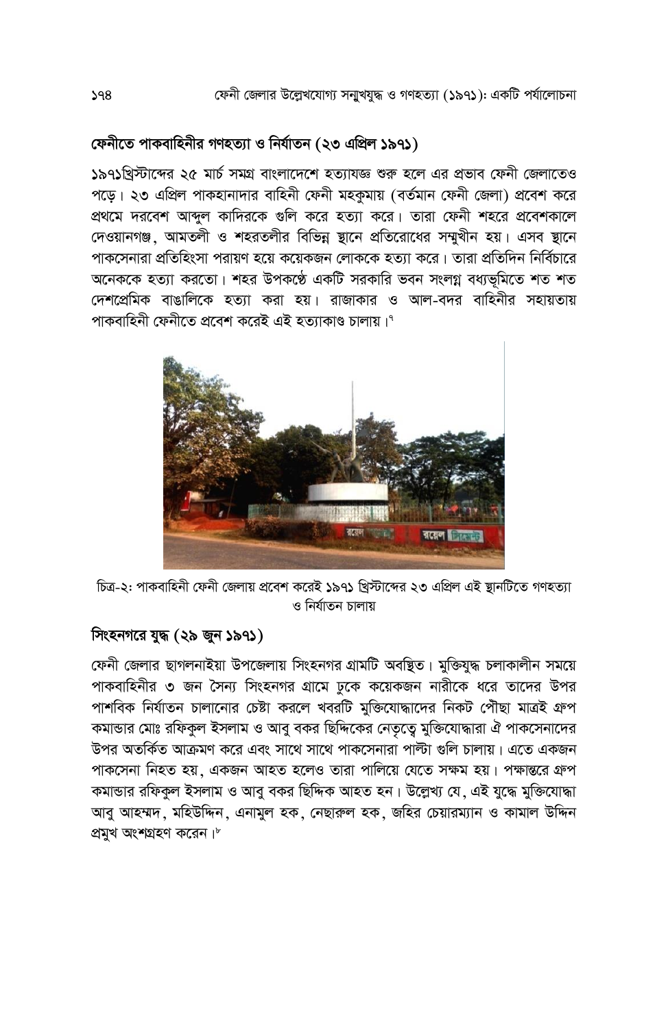## ফেনীতে পাকবাহিনীর গণহত্যা ও নির্যাতন (২৩ এপ্রিল ১৯৭১)

১৯৭১খ্রিস্টাব্দের ২৫ মার্চ সমগ্র বাংলাদেশে হত্যাযজ্ঞ শুরু হলে এর প্রভাব ফেনী জেলাতেও পড়ে। ২৩ এপ্রিল পাকহানাদার বাহিনী ফেনী মহকুমায় (বর্তমান ফেনী জেলা) প্রবেশ করে প্রথমে দরবেশ আব্দুল কাদিরকে গুলি করে হত্যা করে। তারা ফেনী শহরে প্রবেশকালে দেওয়ানগঞ্জ, আমতলী ও শহরতলীর বিভিন্ন স্থানে প্রতিরোধের সম্মুখীন হয়। এসব স্থানে পাকসেনারা প্রতিহিংসা পরায়ণ হয়ে কয়েকজন লোককে হত্যা করে। তারা প্রতিদিন নির্বিচারে অনেককে হত্যা করতো। শহর উপকণ্ঠে একটি সরকারি ভবন সংলগ্ন বধ্যভূমিতে শত শত দেশপ্রেমিক বাঙালিকে হত্যা করা হয়। রাজাকার ও আল-বদর বাহিনীর সহায়তায় পাকবাহিনী ফেনীতে প্রবেশ করেই এই হত্যাকাণ্ড চালায়।[৭]

চিত্র-২: পাকবাহিনী ফেনী জেলায় প্রবেশ করেই ১৯৭১ খ্রিস্টাব্দের ২৩ এপ্রিল এই স্থানটিতে গণহত্যা ও নির্যাতন চালায়

## সিংহনগরে যুদ্ধ (২৯ জুন ১৯৭১)

ফেনী জেলার ছাগলনাইয়া উপজেলায় সিংহনগর গ্রামটি অবস্থিত। মুক্তিযুদ্ধ চলাকালীন সময়ে পাকবাহিনীর ৩ জন সৈন্য সিংহনগর গ্রামে ঢুকে কয়েকজন নারীকে ধরে তাদের উপর পাশবিক নির্যাতন চালানোর চেষ্টা করলে খবরটি মুক্তিযোদ্ধাদের নিকট পৌঁছা মাত্রই গ্রুপ কমান্ডার মোঃ রফিকুল ইসলাম ও আবু বকর ছিদ্দিকের নেতৃত্বে মুক্তিযোদ্ধারা ঐ পাকসেনাদের উপর অতর্কিত আক্রমণ করে এবং সাথে সাথে পাকসেনারা পাল্টা গুলি চালায়। এতে একজন পাকসেনা নিহত হয়, একজন আহত হলেও তারা পালিয়ে যেতে সক্ষম হয়। পক্ষান্তরে গ্রুপ কমান্ডার রফিকুল ইসলাম ও আবু বকর ছিদ্দিক আহত হন। উল্লেখ্য যে, এই যুদ্ধে মুক্তিযোদ্ধা আবু আহম্মদ, মহিউদ্দিন, এনামুল হক, নেছারুল হক, জহির চেয়ারম্যান ও কামাল উদ্দিন প্রমুখ অংশগ্রহণ করেন।[৮]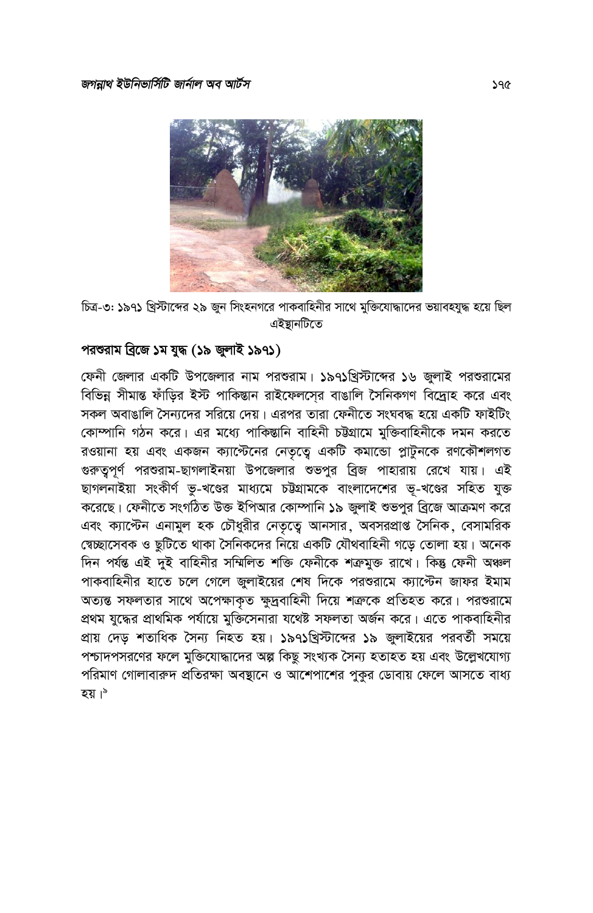চিত্র-৩: ১৯৭১ খ্রিস্টাব্দের ২৯ জুন সিংহনগরে পাকবাহিনীর সাথে মুক্তিযোদ্ধাদের ভয়াবহযুদ্ধ হয়ে ছিল এইস্থানটিতে

## পরশুরাম ব্রিজে ১ম যুদ্ধ (১৯ জুলাই ১৯৭১)

ফেনী জেলার একটি উপজেলার নাম পরশুরাম। ১৯৭১খ্রিস্টাব্দের ১৬ জুলাই পরশুরামের বিভিন্ন সীমান্ত ফাঁড়ির ইস্ট পাকিস্তান রাইফেলস্যের বাঙালি সৈনিকগণ বিদ্রোহ করে এবং সকল অবাঙালি সৈন্যদের সরিয়ে দেয়। এরপর তারা ফেনীতে সংঘবদ্ধ হয়ে একটি ফাইটিং কোম্পানি গঠন করে। এর মধ্যে পাকিস্তানি বাহিনী চট্টগ্রামে মুক্তিবাহিনীকে দমন করতে রওয়ানা হয় এবং একজন ক্যাপ্টেনের নেতৃত্বে একটি কমান্ডো প্লাটুনকে রণকৌশলগত গুরুত্বপূর্ণ পরশুরাম-ছাগলাইনয়া উপজেলার শুভপুর ব্রিজ পাহারায় রেখে যায়। এই ছাগলনাইয়া সংকীর্ণ ভু-খণ্ডের মাধ্যমে চট্টগ্রামকে বাংলাদেশের ভূ-খণ্ডের সহিত যুক্ত করেছে। ফেনীতে সংগঠিত উক্ত ইপিআর কোম্পানি ১৯ জুলাই শুভপুর ব্রিজে আক্রমণ করে এবং ক্যাপ্টেন এনামুল হক চৌধুরীর নেতৃত্বে আনসার, অবসরপ্রাপ্ত সৈনিক, বেসামরিক স্বেচ্ছাসেবক ও ছুটিতে থাকা সৈনিকদের নিয়ে একটি যৌথবাহিনী গড়ে তোলা হয়। অনেক দিন পর্যন্ত এই দুই বাহিনীর সম্মিলিত শক্তি ফেনীকে শত্রুমুক্ত রাখে। কিন্তু ফেনী অঞ্চল পাকবাহিনীর হাতে চলে গেলে জুলাইয়ের শেষ দিকে পরশুরামে ক্যাপ্টেন জাফর ইমাম অত্যন্ত সফলতার সাথে অপেক্ষাকৃত ক্ষুদ্রবাহিনী দিয়ে শত্রুকে প্রতিহত করে। পরশুরামে প্রথম যুদ্ধের প্রাথমিক পর্যায়ে মুক্তিসেনারা যথেষ্ট সফলতা অর্জন করে। এতে পাকবাহিনীর প্রায় দেড় শতাধিক সৈন্য নিহত হয়। ১৯৭১খ্রিস্টাব্দের ১৯ জুলাইয়ের পরবর্তী সময়ে পশ্চাদপসরণের ফলে মুক্তিযোদ্ধাদের অল্প কিছু সংখ্যক সৈন্য হতাহত হয় এবং উল্লেখযোগ্য পরিমাণ গোলাবারুদ প্রতিরক্ষা অবস্থানে ও আশেপাশের পুকুর ডোবায় ফেলে আসতে বাধ্য হয়।[৯]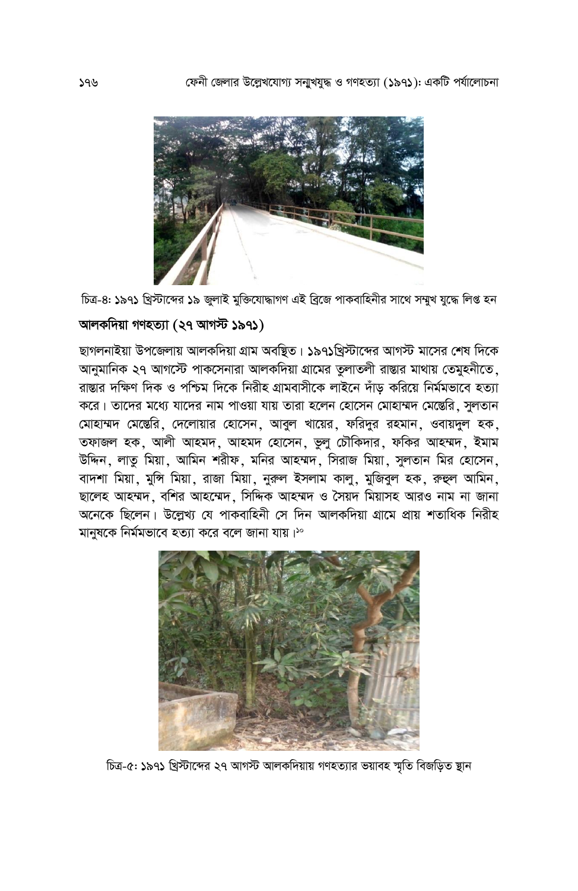চিত্র-৪: ১৯৭১ খ্রিস্টাব্দের ১৯ জুলাই মুক্তিযোদ্ধাগণ এই ব্রিজে পাকবাহিনীর সাথে সম্মুখ যুদ্ধে লিপ্ত হন

## আলকদিয়া গণহত্যা (২৭ আগস্ট ১৯৭১)

ছাগলনাইয়া উপজেলায় আলকদিয়া গ্রাম অবস্থিত। ১৯৭১খ্রিস্টাব্দের আগস্ট মাসের শেষ দিকে আনুমানিক ২৭ আগস্টে পাকসেনারা আলকদিয়া গ্রামের তুলাতলী রাস্তার মাথায় তেমুহনীতে, রাস্তার দক্ষিণ দিক ও পশ্চিম দিকে নিরীহ গ্রামবাসীকে লাইনে দাঁড় করিয়ে নির্মমভাবে হত্যা করে। তাদের মধ্যে যাদের নাম পাওয়া যায় তারা হলেন হোসেন মোহাম্মদ মেস্তেরি, সুলতান মোহাম্মদ মেস্তেরি, দেলোয়ার হোসেন, আবুল খায়ের, ফরিদুর রহমান, ওবায়দুল হক, তফাজল হক, আলী আহমদ, আহমদ হোসেন, ভুলু চৌকিদার, ফকির আহম্মদ, ইমাম উদ্দিন, লাতু মিয়া, আমিন শরীফ, মনির আহম্মদ, সিরাজ মিয়া, সুলতান মির হোসেন, বাদশা মিয়া, মুন্সি মিয়া, রাজা মিয়া, নুরুল ইসলাম কালু, মুজিবুল হক, রুহুল আমিন, ছালেহ আহম্মদ, বশির আহম্মেদ, সিদ্দিক আহম্মদ ও সৈয়দ মিয়াসহ আরও নাম না জানা অনেকে ছিলেন। উল্লেখ্য যে পাকবাহিনী সে দিন আলকদিয়া গ্রামে প্রায় শতাধিক নিরীহ মানুষকে নির্মমভাবে হত্যা করে বলে জানা যায়।[১০]

চিত্র-৫: ১৯৭১ খ্রিস্টাব্দের ২৭ আগস্ট আলকদিয়ায় গণহত্যার ভয়াবহ স্মৃতি বিজড়িত স্থান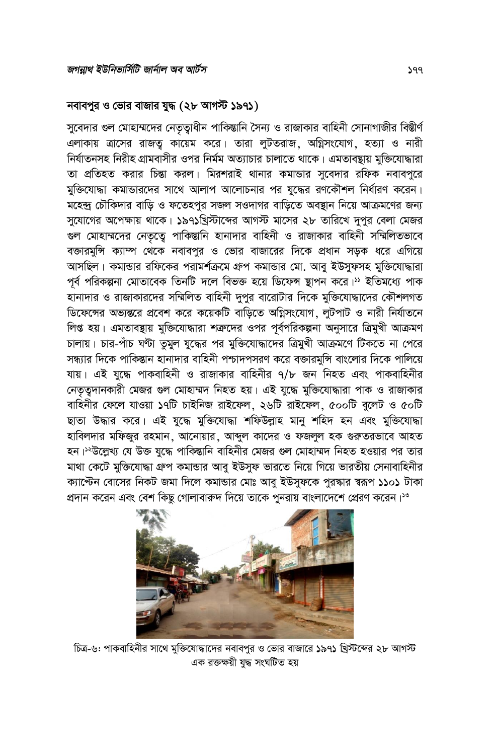## নবাবপুর ও ভোর বাজার যুদ্ধ (২৮ আগস্ট ১৯৭১)

সুবেদার গুল মোহাম্মদের নেতৃত্বাধীন পাকিস্তানি সৈন্য ও রাজাকার বাহিনী সোনাগাজীর বিস্তীর্ণ এলাকায় ত্রাসের রাজত্ব কায়েম করে। তারা লুটতরাজ, অগ্নিসংযোগ, হত্যা ও নারী নির্যাতনসহ নিরীহ গ্রামবাসীর ওপর নির্মম অত্যাচার চালাতে থাকে। এমতাবস্থায় মুক্তিযোদ্ধারা তা প্রতিহত করার চিন্তা করল। মিরশরাই থানার কমান্ডার সুবেদার রফিক নবাবপুরে মুক্তিযোদ্ধা কমান্ডারদের সাথে আলাপ আলোচনার পর যুদ্ধের রণকৌশল নির্ধারণ করেন। মহেন্দ্র চৌকিদার বাড়ি ও ফতেহপুর সজল সওদাগর বাড়িতে অবস্থান নিয়ে আক্রমণের জন্য সুযোগের অপেক্ষায় থাকে। ১৯৭১খ্রিস্টাব্দের আগস্ট মাসের ২৮ তারিখে দুপুর বেলা মেজর গুল মোহাম্মদের নেতৃত্বে পাকিস্তানি হানাদার বাহিনী ও রাজাকার বাহিনী সম্মিলিতভাবে বক্তারমুন্সি ক্যাম্প থেকে নবাবপুর ও ভোর বাজারের দিকে প্রধান সড়ক ধরে এগিয়ে আসছিল। কমান্ডার রফিকের পরামর্শক্রমে গ্রুপ কমান্ডার মো. আবু ইউসুফসহ মুক্তিযোদ্ধারা পূর্ব পরিকল্পনা মোতাবেক তিনটি দলে বিভক্ত হয়ে ডিফেন্স স্থাপন করে।[১১] ইতিমধ্যে পাক হানাদার ও রাজাকারদের সম্মিলিত বাহিনী দুপুর বারোটার দিকে মুক্তিযোদ্ধাদের কৌশলগত ডিফেন্সের অভ্যন্তরে প্রবেশ করে কয়েকটি বাড়িতে অগ্নিসংযোগ, লুটপাট ও নারী নির্যাতনে লিপ্ত হয়। এমতাবস্থায় মুক্তিযোদ্ধারা শত্রুদের ওপর পূর্বপরিকল্পনা অনুসারে ত্রিমুখী আক্রমণ চালায়। চার-পাঁচ ঘণ্টা তুমুল যুদ্ধের পর মুক্তিযোদ্ধাদের ত্রিমুখী আক্রমণে টিকতে না পেরে সন্ধ্যার দিকে পাকিস্তান হানাদার বাহিনী পশ্চাদপসরণ করে বক্তারমুন্সি বাংলোর দিকে পালিয়ে যায়। এই যুদ্ধে পাকবাহিনী ও রাজাকার বাহিনীর ৭/৮ জন নিহত এবং পাকবাহিনীর নেতৃত্বদানকারী মেজর গুল মোহাম্মদ নিহত হয়। এই যুদ্ধে মুক্তিযোদ্ধারা পাক ও রাজাকার বাহিনীর ফেলে যাওয়া ১৭টি চাইনিজ রাইফেল, ২৬টি রাইফেল, ৫০০টি বুলেট ও ৫০টি ছাতা উদ্ধার করে। এই যুদ্ধে মুক্তিযোদ্ধা শফিউল্লাহ মানু শহিদ হন এবং মুক্তিযোদ্ধা হাবিলদার মফিজুর রহমান, আনোয়ার, আব্দুল কাদের ও ফজলুল হক গুরুতরভাবে আহত হন।[১২]উল্লেখ্য যে উক্ত যুদ্ধে পাকিস্তানি বাহিনীর মেজর গুল মোহাম্মদ নিহত হওয়ার পর তার মাথা কেটে মুক্তিযোদ্ধা গ্রুপ কমান্ডার আবু ইউসুফ ভারতে নিয়ে গিয়ে ভারতীয় সেনাবাহিনীর ক্যাপ্টেন বোসের নিকট জমা দিলে কমান্ডার মোঃ আবু ইউসুফকে পুরস্কার স্বরূপ ১১০১ টাকা প্রদান করেন এবং বেশ কিছু গোলাবারুদ দিয়ে তাকে পুনরায় বাংলাদেশে প্রেরণ করেন।[১৩]

চিত্র-৬: পাকবাহিনীর সাথে মুক্তিযোদ্ধাদের নবাবপুর ও ভোর বাজারে ১৯৭১ খ্রিস্টব্দের ২৮ আগস্ট এক রক্তক্ষয়ী যুদ্ধ সংঘটিত হয়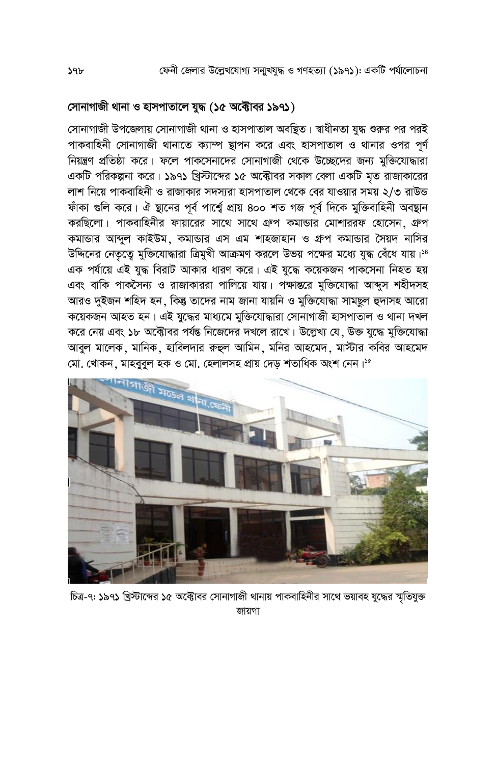## সোনাগাজী থানা ও হাসপাতালে যুদ্ধ (১৫ অক্টোবর ১৯৭১)

সোনাগাজী উপজেলায় সোনাগাজী থানা ও হাসপাতাল অবস্থিত। স্বাধীনতা যুদ্ধ শুরুর পর পরই পাকবাহিনী সোনাগাজী থানাতে ক্যাম্প স্থাপন করে এবং হাসপাতাল ও থানার ওপর পূর্ণ নিয়ন্ত্রণ প্রতিষ্ঠা করে। ফলে পাকসেনাদের সোনাগাজী থেকে উচ্ছেদের জন্য মুক্তিযোদ্ধারা একটি পরিকল্পনা করে। ১৯৭১ খ্রিস্টাব্দের ১৫ অক্টোবর সকাল বেলা একটি মৃত রাজাকারের লাশ নিয়ে পাকবাহিনী ও রাজাকার সদস্যরা হাসপাতাল থেকে বের যাওয়ার সময় ২/৩ রাউন্ড ফাঁকা গুলি করে। ঐ স্থানের পূর্ব পার্শ্বে প্রায় ৪০০ শত গজ পূর্ব দিকে মুক্তিবাহিনী অবস্থান করছিলো। পাকবাহিনীর ফায়ারের সাথে সাথে গ্রুপ কমান্ডার মোশাররফ হোসেন, গ্রুপ কমান্ডার আব্দুল কাইউম, কমান্ডার এস এম শাহজাহান ও গ্রুপ কমান্ডার সৈয়দ নাসির উদ্দিনের নেতৃত্বে মুক্তিযোদ্ধারা ত্রিমুখী আক্রমণ করলে উভয় পক্ষের মধ্যে যুদ্ধ বেঁধে যায়।[১৪] এক পর্যায়ে এই যুদ্ধ বিরাট আকার ধারণ করে। এই যুদ্ধে কয়েকজন পাকসেনা নিহত হয় এবং বাকি পাকসৈন্য ও রাজাকাররা পালিয়ে যায়। পক্ষান্তরে মুক্তিযোদ্ধা আব্দুস শহীদসহ আরও দুইজন শহিদ হন, কিন্তু তাদের নাম জানা যায়নি ও মুক্তিযোদ্ধা সামছুল হুদাসহ আরো কয়েকজন আহত হন। এই যুদ্ধের মাধ্যমে মুক্তিযোদ্ধারা সোনাগাজী হাসপাতাল ও থানা দখল করে নেয় এবং ১৮ অক্টোবর পর্যন্ত নিজেদের দখলে রাখে। উল্লেখ্য যে, উক্ত যুদ্ধে মুক্তিযোদ্ধা আবুল মালেক, মানিক, হাবিলদার রুহুল আমিন, মনির আহমেদ, মাস্টার কবির আহমেদ মো. খোকন, মাহবুবুল হক ও মো. হেলালসহ প্রায় দেড় শতাধিক অংশ নেন।[১৫]

চিত্র-৭: ১৯৭১ খ্রিস্টাব্দের ১৫ অক্টোবর সোনাগাজী থানায় পাকবাহিনীর সাথে ভয়াবহ যুদ্ধের স্মৃতিযুক্ত জায়গা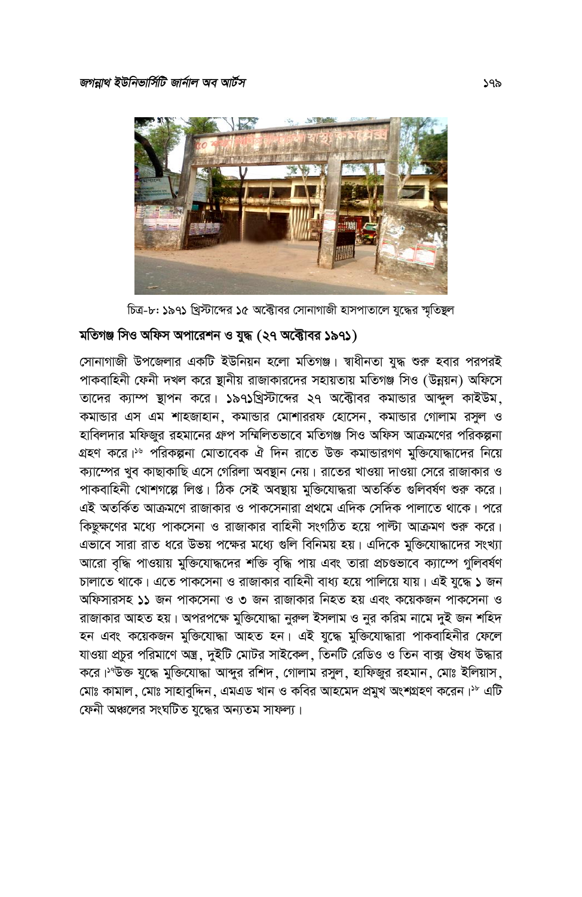চিত্র-৮: ১৯৭১ খ্রিস্টাব্দের ১৫ অক্টোবর সোনাগাজী হাসপাতালে যুদ্ধের স্মৃতিস্থল

## মতিগঞ্জ সিও অফিস অপারেশন ও যুদ্ধ (২৭ অক্টোবর ১৯৭১)

সোনাগাজী উপজেলার একটি ইউনিয়ন হলো মতিগঞ্জ। স্বাধীনতা যুদ্ধ শুরু হবার পরপরই পাকবাহিনী ফেনী দখল করে স্থানীয় রাজাকারদের সহায়তায় মতিগঞ্জ সিও (উন্নয়ন) অফিসে তাদের ক্যাম্প স্থাপন করে। ১৯৭১খ্রিস্টাব্দের ২৭ অক্টোবর কমান্ডার আব্দুল কাইউম, কমান্ডার এস এম শাহজাহান, কমান্ডার মোশাররফ হোসেন, কমান্ডার গোলাম রসুল ও হাবিলদার মফিজুর রহমানের গ্রুপ সম্মিলিতভাবে মতিগঞ্জ সিও অফিস আক্রমণের পরিকল্পনা গ্রহণ করে।[১৬] পরিকল্পনা মোতাবেক ঐ দিন রাতে উক্ত কমান্ডারগণ মুক্তিযোদ্ধাদের নিয়ে ক্যাম্পের খুব কাছাকাছি এসে গেরিলা অবস্থান নেয়। রাতের খাওয়া দাওয়া সেরে রাজাকার ও পাকবাহিনী খোশগল্পে লিপ্ত। ঠিক সেই অবস্থায় মুক্তিযোদ্ধরা অতর্কিত গুলিবর্ষণ শুরু করে। এই অতর্কিত আক্রমণে রাজাকার ও পাকসেনারা প্রথমে এদিক সেদিক পালাতে থাকে। পরে কিছুক্ষণের মধ্যে পাকসেনা ও রাজাকার বাহিনী সংগঠিত হয়ে পাল্টা আক্রমণ শুরু করে। এভাবে সারা রাত ধরে উভয় পক্ষের মধ্যে গুলি বিনিময় হয়। এদিকে মুক্তিযোদ্ধাদের সংখ্যা আরো বৃদ্ধি পাওয়ায় মুক্তিযোদ্ধদের শক্তি বৃদ্ধি পায় এবং তারা প্রচণ্ডভাবে ক্যাম্পে গুলিবর্ষণ চালাতে থাকে। এতে পাকসেনা ও রাজাকার বাহিনী বাধ্য হয়ে পালিয়ে যায়। এই যুদ্ধে ১ জন অফিসারসহ ১১ জন পাকসেনা ও ৩ জন রাজাকার নিহত হয় এবং কয়েকজন পাকসেনা ও রাজাকার আহত হয়। অপরপক্ষে মুক্তিযোদ্ধা নুরুল ইসলাম ও নুর করিম নামে দুই জন শহিদ হন এবং কয়েকজন মুক্তিযোদ্ধা আহত হন। এই যুদ্ধে মুক্তিযোদ্ধারা পাকবাহিনীর ফেলে যাওয়া প্রচুর পরিমাণে অস্ত্র, দুইটি মোটর সাইকেল, তিনটি রেডিও ও তিন বাক্স ঔষধ উদ্ধার করে।[১৭]উক্ত যুদ্ধে মুক্তিযোদ্ধা আব্দুর রশিদ, গোলাম রসুল, হাফিজুর রহমান, মোঃ ইলিয়াস, মোঃ কামাল, মোঃ সাহাবুদ্দিন, এমএড খান ও কবির আহমেদ প্রমুখ অংশগ্রহণ করেন।[১৮] এটি ফেনী অঞ্চলের সংঘটিত যুদ্ধের অন্যতম সাফল্য।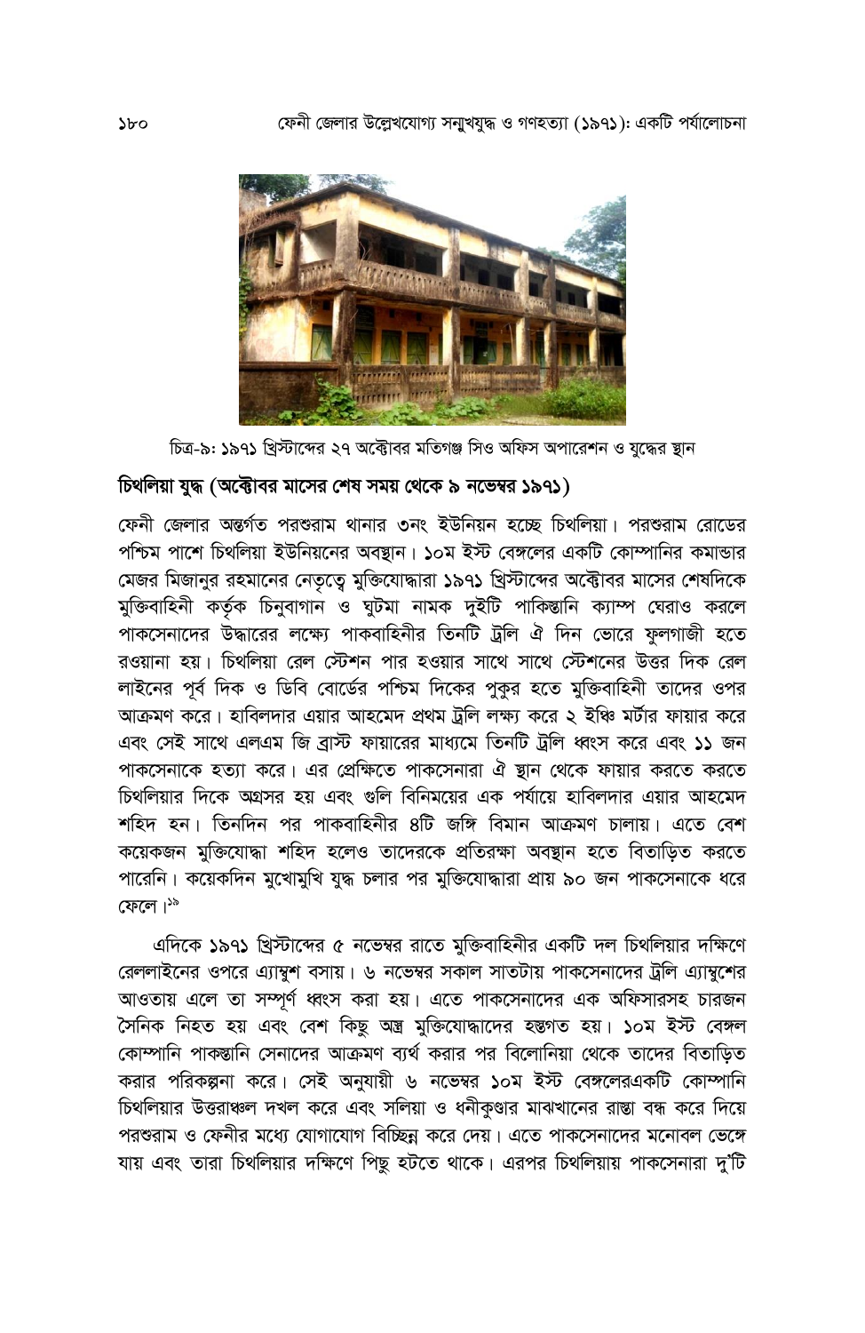চিত্র-৯: ১৯৭১ খ্রিস্টাব্দের ২৭ অক্টোবর মতিগঞ্জ সিও অফিস অপারেশন ও যুদ্ধের স্থান

## চিথলিয়া যুদ্ধ (অক্টোবর মাসের শেষ সময় থেকে ৯ নভেম্বর ১৯৭১)

ফেনী জেলার অন্তর্গত পরশুরাম থানার ৩নং ইউনিয়ন হচ্ছে চিথলিয়া। পরশুরাম রোডের পশ্চিম পাশে চিথলিয়া ইউনিয়নের অবস্থান। ১০ম ইস্ট বেঙ্গলের একটি কোম্পানির কমান্ডার মেজর মিজানুর রহমানের নেতৃত্বে মুক্তিযোদ্ধারা ১৯৭১ খ্রিস্টাব্দের অক্টোবর মাসের শেষদিকে মুক্তিবাহিনী কর্তৃক চিনুবাগান ও ঘুটমা নামক দুইটি পাকিস্তানি ক্যাম্প ঘেরাও করলে পাকসেনাদের উদ্ধারের লক্ষ্যে পাকবাহিনীর তিনটি ট্রলি ঐ দিন ভোরে ফুলগাজী হতে রওয়ানা হয়। চিথলিয়া রেল স্টেশন পার হওয়ার সাথে সাথে স্টেশনের উত্তর দিক রেল লাইনের পূর্ব দিক ও ডিবি বোর্ডের পশ্চিম দিকের পুকুর হতে মুক্তিবাহিনী তাদের ওপর আক্রমণ করে। হাবিলদার এয়ার আহমেদ প্রথম ট্রলি লক্ষ্য করে ২ ইঞ্চি মর্টার ফায়ার করে এবং সেই সাথে এলএম জি ব্রাস্ট ফায়ারের মাধ্যমে তিনটি ট্রলি ধ্বংস করে এবং ১১ জন পাকসেনাকে হত্যা করে। এর প্রেক্ষিতে পাকসেনারা ঐ স্থান থেকে ফায়ার করতে করতে চিথলিয়ার দিকে অগ্রসর হয় এবং গুলি বিনিময়ের এক পর্যায়ে হাবিলদার এয়ার আহমেদ শহিদ হন। তিনদিন পর পাকবাহিনীর ৪টি জঙ্গি বিমান আক্রমণ চালায়। এতে বেশ কয়েকজন মুক্তিযোদ্ধা শহিদ হলেও তাদেরকে প্রতিরক্ষা অবস্থান হতে বিতাড়িত করতে পারেনি। কয়েকদিন মুখোমুখি যুদ্ধ চলার পর মুক্তিযোদ্ধারা প্রায় ৯০ জন পাকসেনাকে ধরে ফেলে।[১৯]

এদিকে ১৯৭১ খ্রিস্টাব্দের ৫ নভেম্বর রাতে মুক্তিবাহিনীর একটি দল চিথলিয়ার দক্ষিণে রেললাইনের ওপরে এ্যাম্বুশ বসায়। ৬ নভেম্বর সকাল সাতটায় পাকসেনাদের ট্রলি এ্যাম্বুশের আওতায় এলে তা সম্পূর্ণ ধ্বংস করা হয়। এতে পাকসেনাদের এক অফিসারসহ চারজন সৈনিক নিহত হয় এবং বেশ কিছু অস্ত্র মুক্তিযোদ্ধাদের হস্তগত হয়। ১০ম ইস্ট বেঙ্গল কোম্পানি পাকস্তানি সেনাদের আক্রমণ ব্যর্থ করার পর বিলোনিয়া থেকে তাদের বিতাড়িত করার পরিকল্পনা করে। সেই অনুযায়ী ৬ নভেম্বর ১০ম ইস্ট বেঙ্গলেরএকটি কোম্পানি চিথলিয়ার উত্তরাঞ্চল দখল করে এবং সলিয়া ও ধনীকুণ্ডার মাঝখানের রাস্তা বন্ধ করে দিয়ে পরশুরাম ও ফেনীর মধ্যে যোগাযোগ বিচ্ছিন্ন করে দেয়। এতে পাকসেনাদের মনোবল ভেঙ্গে যায় এবং তারা চিথলিয়ার দক্ষিণে পিছু হটতে থাকে। এরপর চিথলিয়ায় পাকসেনারা দু'টি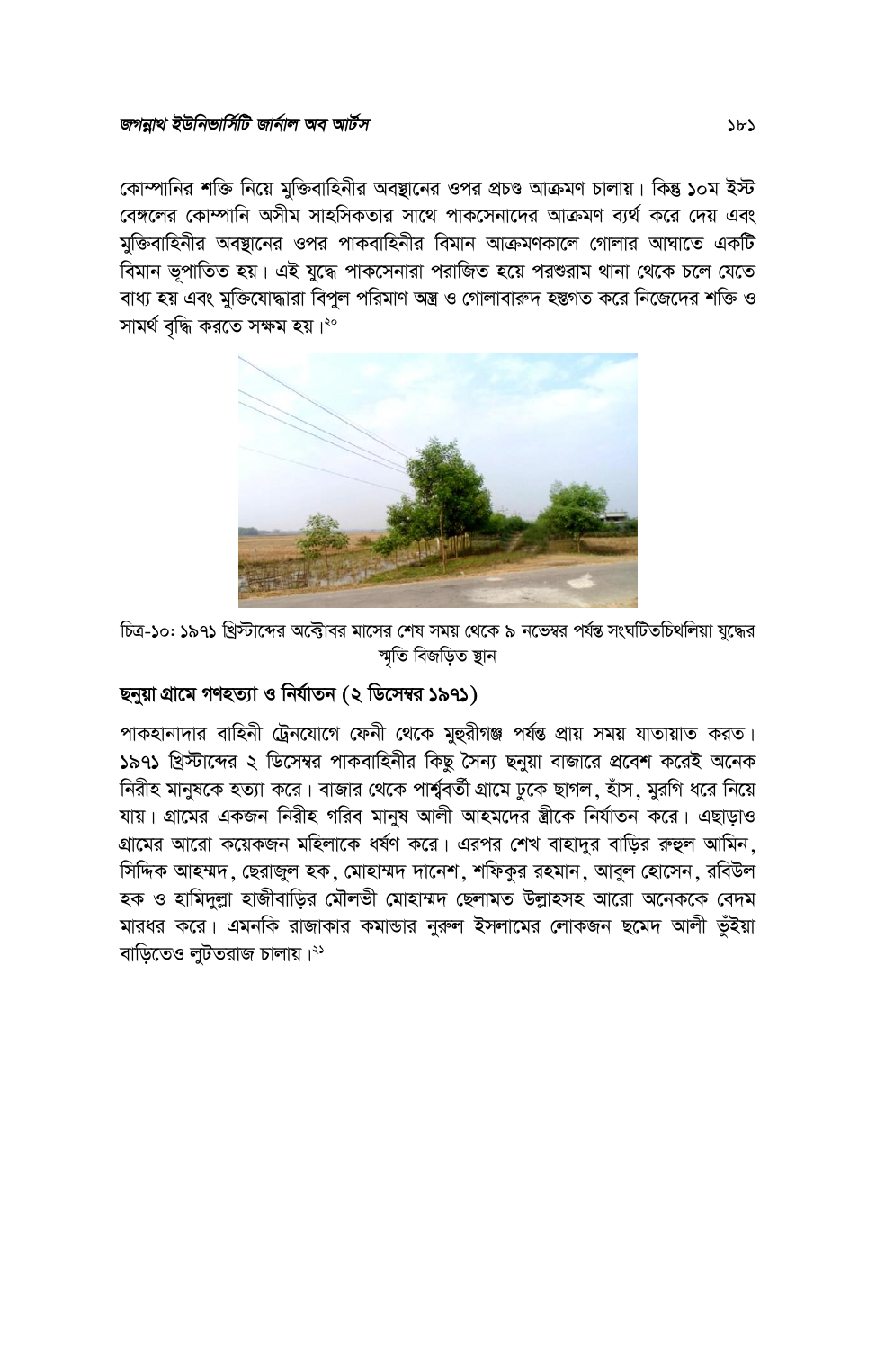কোম্পানির শক্তি নিয়ে মুক্তিবাহিনীর অবস্থানের ওপর প্রচণ্ড আক্রমণ চালায়। কিন্তু ১০ম ইস্ট বেঙ্গলের কোম্পানি অসীম সাহসিকতার সাথে পাকসেনাদের আক্রমণ ব্যর্থ করে দেয় এবং মুক্তিবাহিনীর অবস্থানের ওপর পাকবাহিনীর বিমান আক্রমণকালে গোলার আঘাতে একটি বিমান ভূপাতিত হয়। এই যুদ্ধে পাকসেনারা পরাজিত হয়ে পরশুরাম থানা থেকে চলে যেতে বাধ্য হয় এবং মুক্তিযোদ্ধারা বিপুল পরিমাণ অস্ত্র ও গোলাবারুদ হস্তগত করে নিজেদের শক্তি ও সামর্থ বৃদ্ধি করতে সক্ষম হয়।[২০]

চিত্র-১০: ১৯৭১ খ্রিস্টাব্দের অক্টোবর মাসের শেষ সময় থেকে ৯ নভেম্বর পর্যন্ত সংঘটিতচিথলিয়া যুদ্ধের স্মৃতি বিজড়িত স্থান

## ছনুয়া গ্রামে গণহত্যা ও নির্যাতন (২ ডিসেম্বর ১৯৭১)

পাকহানাদার বাহিনী ট্রেনযোগে ফেনী থেকে মুহুরীগঞ্জ পর্যন্ত প্রায় সময় যাতায়াত করত। ১৯৭১ খ্রিস্টাব্দের ২ ডিসেম্বর পাকবাহিনীর কিছু সৈন্য ছনুয়া বাজারে প্রবেশ করেই অনেক নিরীহ মানুষকে হত্যা করে। বাজার থেকে পার্শ্ববর্তী গ্রামে ঢুকে ছাগল, হাঁস, মুরগি ধরে নিয়ে যায়। গ্রামের একজন নিরীহ গরিব মানুষ আলী আহমদের স্ত্রীকে নির্যাতন করে। এছাড়াও গ্রামের আরো কয়েকজন মহিলাকে ধর্ষণ করে। এরপর শেখ বাহাদুর বাড়ির রুহুল আমিন, সিদ্দিক আহম্মদ, ছেরাজুল হক, মোহাম্মদ দানেশ, শফিকুর রহমান, আবুল হোসেন, রবিউল হক ও হামিদুল্লা হাজীবাড়ির মৌলভী মোহাম্মদ ছেলামত উল্লাহসহ আরো অনেককে বেদম মারধর করে। এমনকি রাজাকার কমান্ডার নুরুল ইসলামের লোকজন ছমেদ আলী ভুঁইয়া বাড়িতেও লুটতরাজ চালায়।[২১]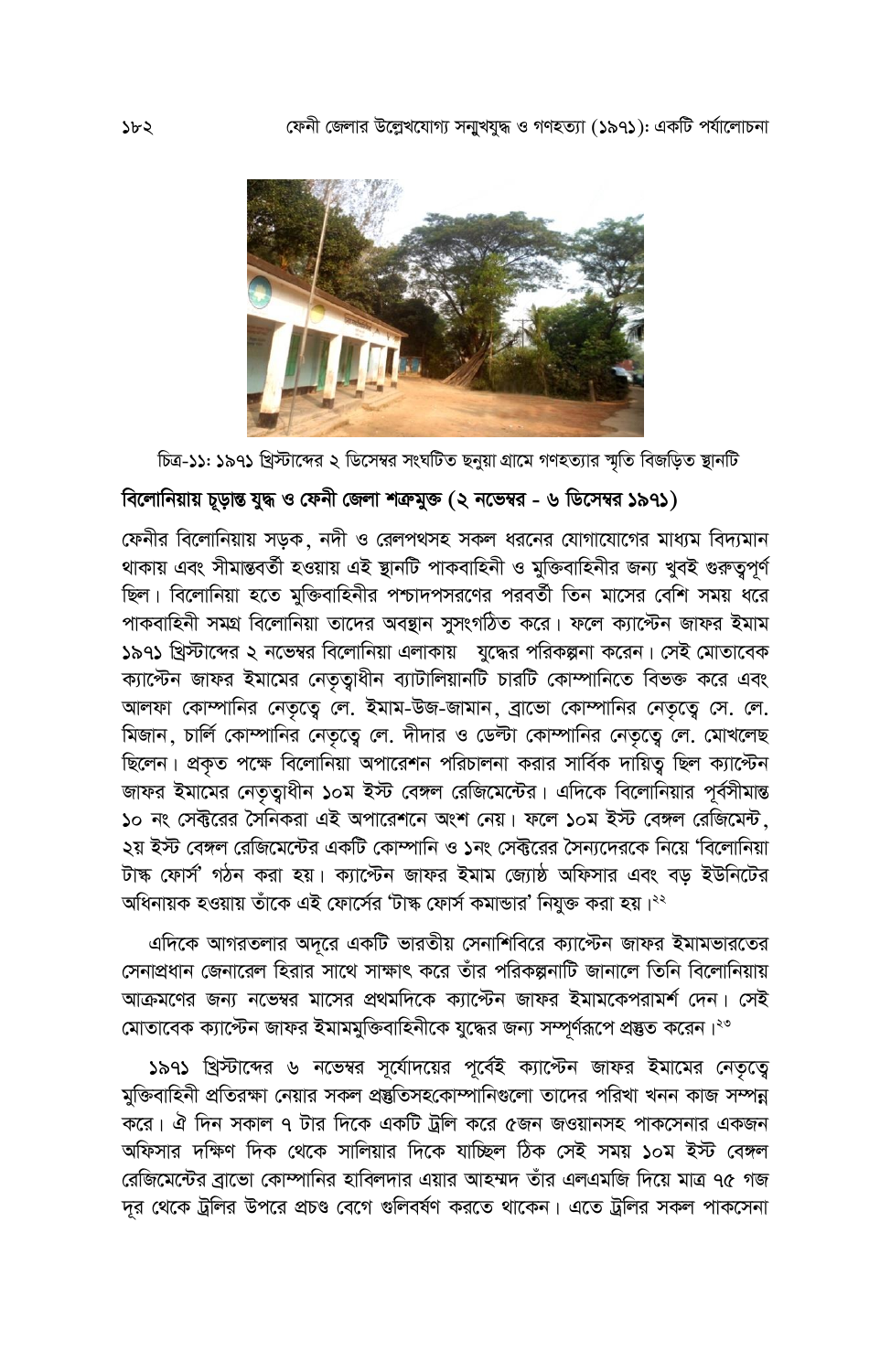চিত্র-১১: ১৯৭১ খ্রিস্টাব্দের ২ ডিসেম্বর সংঘটিত ছনুয়া গ্রামে গণহত্যার স্মৃতি বিজড়িত স্থানটি

## বিলোনিয়ায় চূড়ান্ত যুদ্ধ ও ফেনী জেলা শত্রুমুক্ত (২ নভেম্বর - ৬ ডিসেম্বর ১৯৭১)

ফেনীর বিলোনিয়ায় সড়ক, নদী ও রেলপথসহ সকল ধরনের যোগাযোগের মাধ্যম বিদ্যমান থাকায় এবং সীমান্তবর্তী হওয়ায় এই স্থানটি পাকবাহিনী ও মুক্তিবাহিনীর জন্য খুবই গুরুত্বপূর্ণ ছিল। বিলোনিয়া হতে মুক্তিবাহিনীর পশ্চাদপসরণের পরবর্তী তিন মাসের বেশি সময় ধরে পাকবাহিনী সমগ্র বিলোনিয়া তাদের অবস্থান সুসংগঠিত করে। ফলে ক্যাপ্টেন জাফর ইমাম ১৯৭১ খ্রিস্টাব্দের ২ নভেম্বর বিলোনিয়া এলাকায় যুদ্ধের পরিকল্পনা করেন। সেই মোতাবেক ক্যাপ্টেন জাফর ইমামের নেতৃত্বাধীন ব্যাটালিয়ানটি চারটি কোম্পানিতে বিভক্ত করে এবং আলফা কোম্পানির নেতৃত্বে লে. ইমাম-উজ-জামান, ব্রাভো কোম্পানির নেতৃত্বে সে. লে. মিজান, চার্লি কোম্পানির নেতৃত্বে লে. দীদার ও ডেল্টা কোম্পানির নেতৃত্বে লে. মোখলেছ ছিলেন। প্রকৃত পক্ষে বিলোনিয়া অপারেশন পরিচালনা করার সার্বিক দায়িত্ব ছিল ক্যাপ্টেন জাফর ইমামের নেতৃত্বাধীন ১০ম ইস্ট বেঙ্গল রেজিমেন্টের। এদিকে বিলোনিয়ার পূর্বসীমান্ত ১০ নং সেক্টরের সৈনিকরা এই অপারেশনে অংশ নেয়। ফলে ১০ম ইস্ট বেঙ্গল রেজিমেন্ট, ২য় ইস্ট বেঙ্গল রেজিমেন্টের একটি কোম্পানি ও ১নং সেক্টরের সৈন্যদেরকে নিয়ে 'বিলোনিয়া টাস্ক ফোর্স' গঠন করা হয়। ক্যাপ্টেন জাফর ইমাম জ্যেষ্ঠ অফিসার এবং বড় ইউনিটের অধিনায়ক হওয়ায় তাঁকে এই ফোর্সের 'টাস্ক ফোর্স কমান্ডার' নিযুক্ত করা হয়।[২২]

এদিকে আগরতলার অদূরে একটি ভারতীয় সেনাশিবিরে ক্যাপ্টেন জাফর ইমামভারতের সেনাপ্রধান জেনারেল হিরার সাথে সাক্ষাৎ করে তাঁর পরিকল্পনাটি জানালে তিনি বিলোনিয়ায় আক্রমণের জন্য নভেম্বর মাসের প্রথমদিকে ক্যাপ্টেন জাফর ইমামকেপরামর্শ দেন। সেই মোতাবেক ক্যাপ্টেন জাফর ইমামমুক্তিবাহিনীকে যুদ্ধের জন্য সম্পূর্ণরূপে প্রস্তুত করেন।[২৩]

১৯৭১ খ্রিস্টাব্দের ৬ নভেম্বর সূর্যোদয়ের পূর্বেই ক্যাপ্টেন জাফর ইমামের নেতৃত্বে মুক্তিবাহিনী প্রতিরক্ষা নেয়ার সকল প্রস্তুতিসহকোম্পানিগুলো তাদের পরিখা খনন কাজ সম্পন্ন করে। ঐ দিন সকাল ৭ টার দিকে একটি ট্রলি করে ৫জন জওয়ানসহ পাকসেনার একজন অফিসার দক্ষিণ দিক থেকে সালিয়ার দিকে যাচ্ছিল ঠিক সেই সময় ১০ম ইস্ট বেঙ্গল রেজিমেন্টের ব্রাভো কোম্পানির হাবিলদার এয়ার আহম্মদ তাঁর এলএমজি দিয়ে মাত্র ৭৫ গজ দূর থেকে ট্রলির উপরে প্রচণ্ড বেগে গুলিবর্ষণ করতে থাকেন। এতে ট্রলির সকল পাকসেনা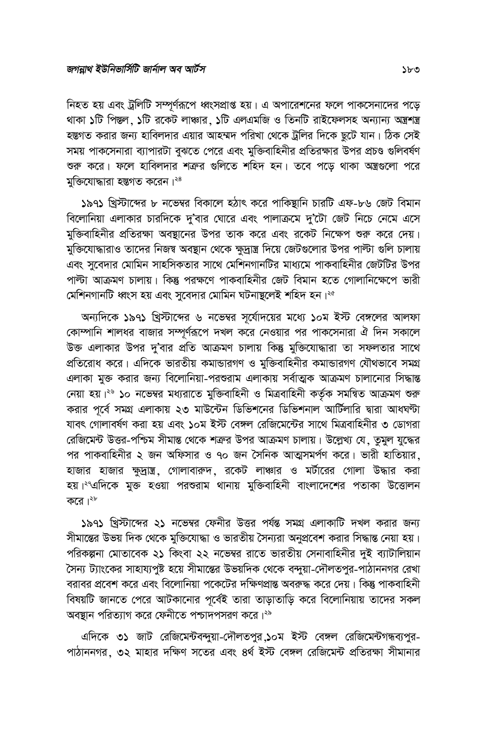নিহত হয় এবং ট্রলিটি সম্পূর্ণরূপে ধ্বংসপ্রাপ্ত হয়। এ অপারেশনের ফলে পাকসেনাদের পড়ে থাকা ১টি পিস্তল, ১টি রকেট লাঞ্চার, ১টি এলএমজি ও তিনটি রাইফেলসহ অন্যান্য অস্ত্রশস্ত্র হস্তগত করার জন্য হাবিলদার এয়ার আহম্মদ পরিখা থেকে ট্রলির দিকে ছুটে যান। ঠিক সেই সময় পাকসেনারা ব্যাপারটা বুঝতে পেরে এবং মুক্তিবাহিনীর প্রতিরক্ষার উপর প্রচণ্ড গুলিবর্ষণ শুরু করে। ফলে হাবিলদার শত্রুর গুলিতে শহিদ হন। তবে পড়ে থাকা অস্ত্রগুলো পরে মুক্তিযোদ্ধারা হস্তগত করেন।[২৪]

১৯৭১ খ্রিস্টাব্দের ৮ নভেম্বর বিকালে হঠাৎ করে পাকিস্থানি চারটি এফ-৮৬ জেট বিমান বিলোনিয়া এলাকার চারদিকে দু'বার ঘোরে এবং পালাক্রমে দু'টো জেট নিচে নেমে এসে মুক্তিবাহিনীর প্রতিরক্ষা অবস্থানের উপর তাক করে এবং রকেট নিক্ষেপ শুরু করে দেয়। মুক্তিযোদ্ধারাও তাদের নিজস্ব অবস্থান থেকে ক্ষুদ্রাস্ত্র দিয়ে জেটগুলোর উপর পাল্টা গুলি চালায় এবং সুবেদার মোমিন সাহসিকতার সাথে মেশিনগানটির মাধ্যমে পাকবাহিনীর জেটটির উপর পাল্টা আক্রমণ চালায়। কিন্তু পরক্ষণে পাকবাহিনীর জেট বিমান হতে গোলানিক্ষেপে ভারী মেশিনগানটি ধ্বংস হয় এবং সুবেদার মোমিন ঘটনাস্থলেই শহিদ হন।[২৫]

অন্যদিকে ১৯৭১ খ্রিস্টাব্দের ৬ নভেম্বর সূর্যোদয়ের মধ্যে ১০ম ইস্ট বেঙ্গলের আলফা কোম্পানি শালধর বাজার সম্পূর্ণরূপে দখল করে নেওয়ার পর পাকসেনারা ঐ দিন সকালে উক্ত এলাকার উপর দু'বার প্রতি আক্রমণ চালায় কিন্তু মুক্তিযোদ্ধারা তা সফলতার সাথে প্রতিরোধ করে। এদিকে ভারতীয় কমান্ডারগণ ও মুক্তিবাহিনীর কমান্ডারগণ যৌথভাবে সমগ্র এলাকা মুক্ত করার জন্য বিলোনিয়া-পরশুরাম এলাকায় সর্বাত্মক আক্রমণ চালানোর সিদ্ধান্ত নেয়া হয়।[২৬] ১০ নভেম্বর মধ্যরাতে মুক্তিবাহিনী ও মিত্রবাহিনী কর্তৃক সমন্বিত আক্রমণ শুরু করার পূর্বে সমগ্র এলাকায় ২৩ মাউন্টেন ডিভিশনের ডিভিশনাল আর্টিলারি দ্বারা আধঘণ্টা যাবৎ গোলাবর্ষণ করা হয় এবং ১০ম ইস্ট বেঙ্গল রেজিমেন্টের সাথে মিত্রবাহিনীর ৩ ডোগরা রেজিমেন্ট উত্তর-পশ্চিম সীমান্ত থেকে শত্রুর উপর আক্রমণ চালায়। উল্লেখ্য যে, তুমুল যুদ্ধের পর পাকবাহিনীর ২ জন অফিসার ও ৭০ জন সৈনিক আত্মসমর্পণ করে। ভারী হাতিয়ার, হাজার হাজার ক্ষুদ্রাস্ত্র, গোলাবারুদ, রকেট লাঞ্চার ও মর্টারের গোলা উদ্ধার করা হয়।[২৭]এদিকে মুক্ত হওয়া পরশুরাম থানায় মুক্তিবাহিনী বাংলাদেশের পতাকা উত্তোলন করে।[২৮]

১৯৭১ খ্রিস্টাব্দের ২১ নভেম্বর ফেনীর উত্তর পর্যন্ত সমগ্র এলাকাটি দখল করার জন্য সীমান্তের উভয় দিক থেকে মুক্তিযোদ্ধা ও ভারতীয় সৈন্যরা অনুপ্রবেশ করার সিদ্ধান্ত নেয়া হয়। পরিকল্পনা মোতাবেক ২১ কিংবা ২২ নভেম্বর রাতে ভারতীয় সেনাবাহিনীর দুই ব্যাটালিয়ান সৈন্য ট্যাংকের সাহায্যপুষ্ট হয়ে সীমান্তের উভয়দিক থেকে বন্দুয়া-দৌলতপুর-পাঠাননগর রেখা বরাবর প্রবেশ করে এবং বিলোনিয়া পকেটের দক্ষিণপ্রান্ত অবরুদ্ধ করে দেয়। কিন্তু পাকবাহিনী বিষয়টি জানতে পেরে আটকানোর পূর্বেই তারা তাড়াতাড়ি করে বিলোনিয়ায় তাদের সকল অবস্থান পরিত্যাগ করে ফেনীতে পশ্চাদপসরণ করে।[২৯]

এদিকে ৩১ জাট রেজিমেন্টবন্দুয়া-দৌলতপুর,১০ম ইস্ট বেঙ্গল রেজিমেন্টগন্ধব্যপুর-পাঠাননগর, ৩২ মাহার দক্ষিণ সতের এবং ৪র্থ ইস্ট বেঙ্গল রেজিমেন্ট প্রতিরক্ষা সীমানার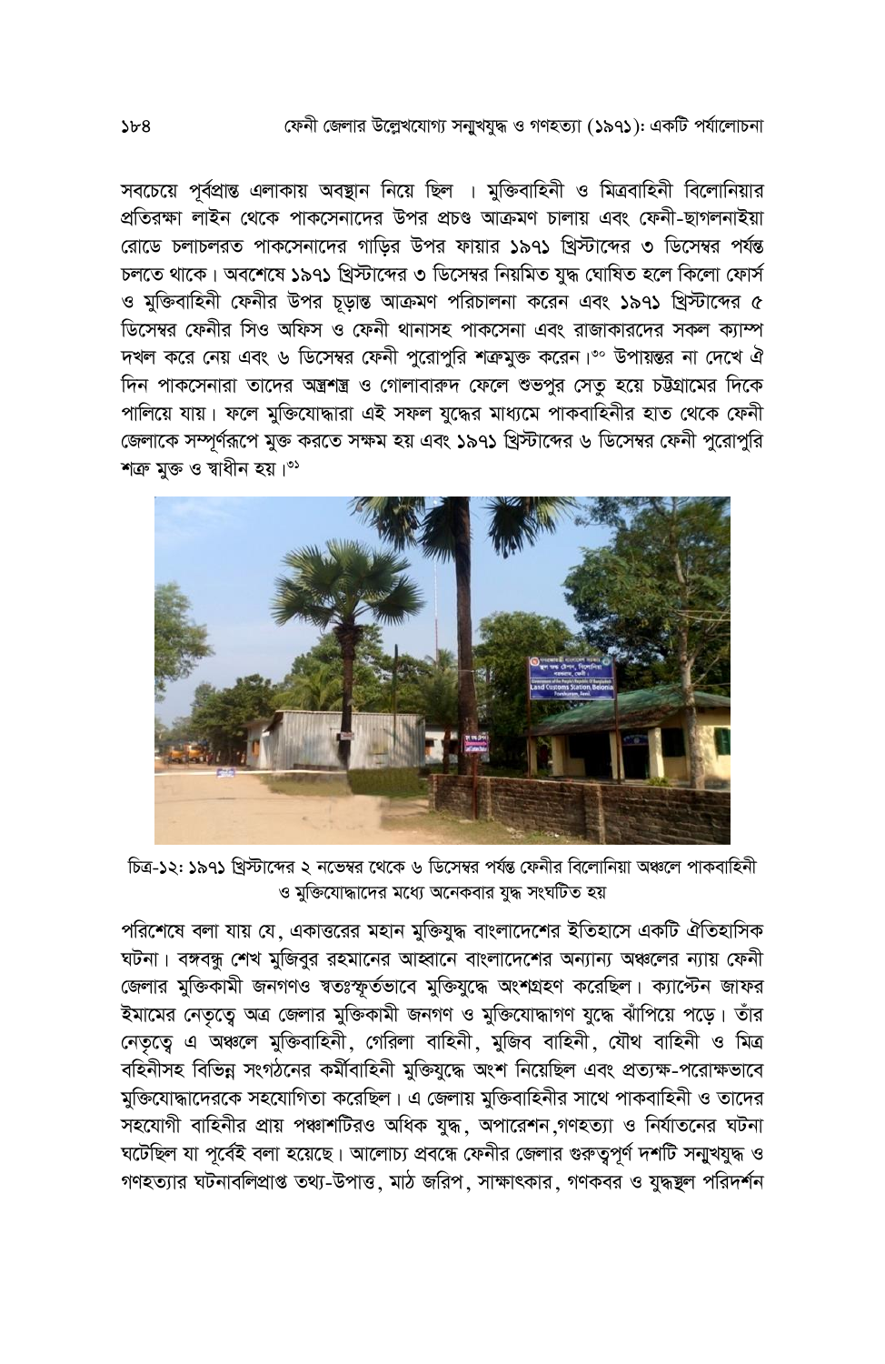সবচেয়ে পূর্বপ্রান্ত এলাকায় অবস্থান নিয়ে ছিল । মুক্তিবাহিনী ও মিত্রবাহিনী বিলোনিয়ার প্রতিরক্ষা লাইন থেকে পাকসেনাদের উপর প্রচণ্ড আক্রমণ চালায় এবং ফেনী-ছাগলনাইয়া রোডে চলাচলরত পাকসেনাদের গাড়ির উপর ফায়ার ১৯৭১ খ্রিস্টাব্দের ৩ ডিসেম্বর পর্যন্ত চলতে থাকে। অবশেষে ১৯৭১ খ্রিস্টাব্দের ৩ ডিসেম্বর নিয়মিত যুদ্ধ ঘোষিত হলে কিলো ফোর্স ও মুক্তিবাহিনী ফেনীর উপর চূড়ান্ত আক্রমণ পরিচালনা করেন এবং ১৯৭১ খ্রিস্টাব্দের ৫ ডিসেম্বর ফেনীর সিও অফিস ও ফেনী থানাসহ পাকসেনা এবং রাজাকারদের সকল ক্যাম্প দখল করে নেয় এবং ৬ ডিসেম্বর ফেনী পুরোপুরি শত্রুমুক্ত করেন।[৩০] উপায়ন্তর না দেখে ঐ দিন পাকসেনারা তাদের অস্ত্রশস্ত্র ও গোলাবারুদ ফেলে শুভপুর সেতু হয়ে চট্টগ্রামের দিকে পালিয়ে যায়। ফলে মুক্তিযোদ্ধারা এই সফল যুদ্ধের মাধ্যমে পাকবাহিনীর হাত থেকে ফেনী জেলাকে সম্পূর্ণরূপে মুক্ত করতে সক্ষম হয় এবং ১৯৭১ খ্রিস্টাব্দের ৬ ডিসেম্বর ফেনী পুরোপুরি শত্রু মুক্ত ও স্বাধীন হয়।[৩১]

চিত্র-১২: ১৯৭১ খ্রিস্টাব্দের ২ নভেম্বর থেকে ৬ ডিসেম্বর পর্যন্ত ফেনীর বিলোনিয়া অঞ্চলে পাকবাহিনী ও মুক্তিযোদ্ধাদের মধ্যে অনেকবার যুদ্ধ সংঘটিত হয়

পরিশেষে বলা যায় যে, একাত্তরের মহান মুক্তিযুদ্ধ বাংলাদেশের ইতিহাসে একটি ঐতিহাসিক ঘটনা। বঙ্গবন্ধু শেখ মুজিবুর রহমানের আহ্বানে বাংলাদেশের অন্যান্য অঞ্চলের ন্যায় ফেনী জেলার মুক্তিকামী জনগণও স্বতঃস্ফূর্তভাবে মুক্তিযুদ্ধে অংশগ্রহণ করেছিল। ক্যাপ্টেন জাফর ইমামের নেতৃত্বে অত্র জেলার মুক্তিকামী জনগণ ও মুক্তিযোদ্ধাগণ যুদ্ধে ঝাঁপিয়ে পড়ে। তাঁর নেতৃত্বে এ অঞ্চলে মুক্তিবাহিনী, গেরিলা বাহিনী, মুজিব বাহিনী, যৌথ বাহিনী ও মিত্র বহিনীসহ বিভিন্ন সংগঠনের কর্মীবাহিনী মুক্তিযুদ্ধে অংশ নিয়েছিল এবং প্রত্যক্ষ-পরোক্ষভাবে মুক্তিযোদ্ধাদেরকে সহযোগিতা করেছিল। এ জেলায় মুক্তিবাহিনীর সাথে পাকবাহিনী ও তাদের সহযোগী বাহিনীর প্রায় পঞ্চাশটিরও অধিক যুদ্ধ, অপারেশন,গণহত্যা ও নির্যাতনের ঘটনা ঘটেছিল যা পূর্বেই বলা হয়েছে। আলোচ্য প্রবন্ধে ফেনীর জেলার গুরুত্বপূর্ণ দশটি সন্মুখযুদ্ধ ও গণহত্যার ঘটনাবলিপ্রাপ্ত তথ্য-উপাত্ত, মাঠ জরিপ, সাক্ষাৎকার, গণকবর ও যুদ্ধস্থল পরিদর্শন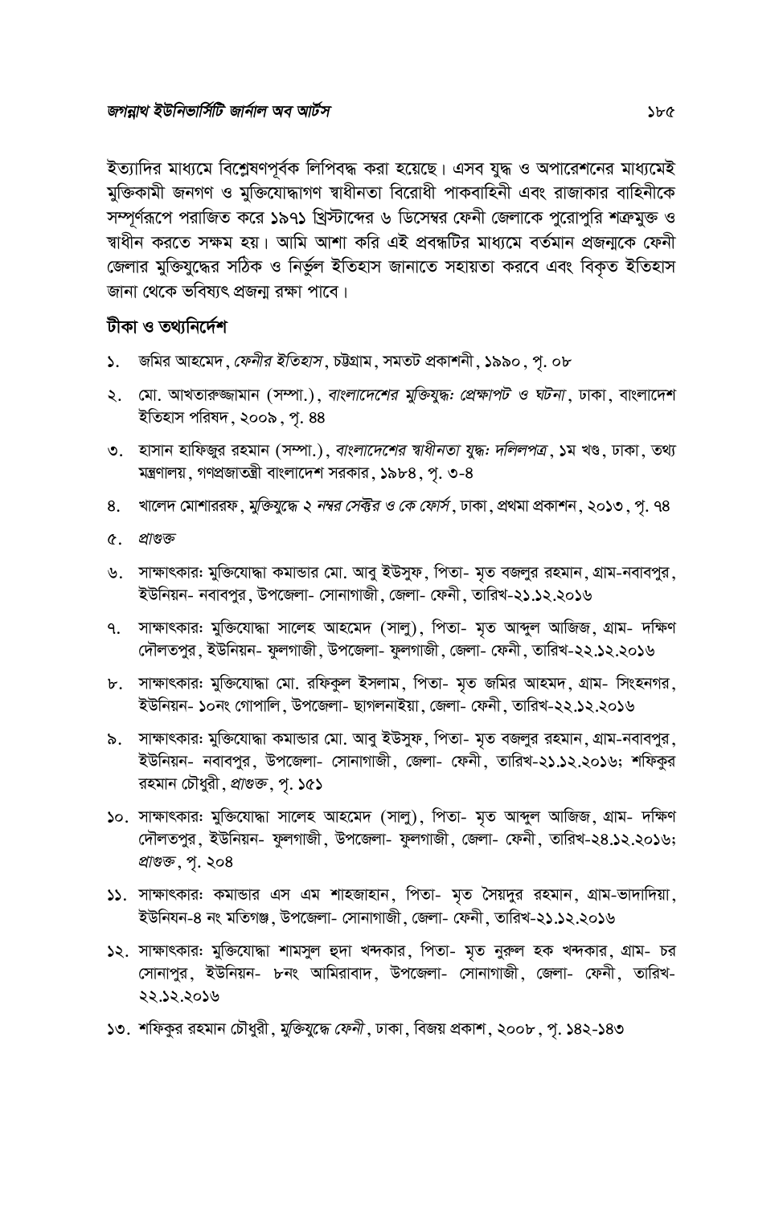ইত্যাদির মাধ্যমে বিশ্লেষণপূর্বক লিপিবদ্ধ করা হয়েছে। এসব যুদ্ধ ও অপারেশনের মাধ্যমেই মুক্তিকামী জনগণ ও মুক্তিযোদ্ধাগণ স্বাধীনতা বিরোধী পাকবাহিনী এবং রাজাকার বাহিনীকে সম্পূর্ণরূপে পরাজিত করে ১৯৭১ খ্রিস্টাব্দের ৬ ডিসেম্বর ফেনী জেলাকে পুরোপুরি শত্রুমুক্ত ও স্বাধীন করতে সক্ষম হয়। আমি আশা করি এই প্রবন্ধটির মাধ্যমে বর্তমান প্রজন্মকে ফেনী জেলার মুক্তিযুদ্ধের সঠিক ও নির্ভুল ইতিহাস জানাতে সহায়তা করবে এবং বিকৃত ইতিহাস জানা থেকে ভবিষ্যৎ প্রজন্ম রক্ষা পাবে।

## টীকা ও তথ্যনির্দেশ

১. জমির আহমেদ, *ফেনীর ইতিহাস*, চট্টগ্রাম, সমতট প্রকাশনী, ১৯৯০, পৃ. ০৮

২. মো. আখতারুজ্জামান (সম্পা.), *বাংলাদেশের মুক্তিযুদ্ধঃ প্রেক্ষাপট ও ঘটনা*, ঢাকা, বাংলাদেশ ইতিহাস পরিষদ, ২০০৯, পৃ. ৪৪

৩. হাসান হাফিজুর রহমান (সম্পা.), *বাংলাদেশের স্বাধীনতা যুদ্ধঃ দলিলপত্র*, ১ম খণ্ড, ঢাকা, তথ্য মন্ত্রণালয়, গণপ্রজাতন্ত্রী বাংলাদেশ সরকার, ১৯৮৪, পৃ. ৩-৪

৪. খালেদ মোশাররফ, *মুক্তিযুদ্ধে ২ নম্বর সেক্টর ও কে ফোর্স*, ঢাকা, প্রথমা প্রকাশন, ২০১৩, পৃ. ৭৪

৫. *প্রাগুক্ত*

৬. সাক্ষাৎকারঃ মুক্তিযোদ্ধা কমান্ডার মো. আবু ইউসুফ, পিতা- মৃত বজলুর রহমান, গ্রাম-নবাবপুর, ইউনিয়ন- নবাবপুর, উপজেলা- সোনাগাজী, জেলা- ফেনী, তারিখ-২১.১২.২০১৬

৭. সাক্ষাৎকারঃ মুক্তিযোদ্ধা সালেহ আহমেদ (সালু), পিতা- মৃত আব্দুল আজিজ, গ্রাম- দক্ষিণ দৌলতপুর, ইউনিয়ন- ফুলগাজী, উপজেলা- ফুলগাজী, জেলা- ফেনী, তারিখ-২২.১২.২০১৬

৮. সাক্ষাৎকারঃ মুক্তিযোদ্ধা মো. রফিকুল ইসলাম, পিতা- মৃত জমির আহমদ, গ্রাম- সিংহনগর, ইউনিয়ন- ১০নং গোপালি, উপজেলা- ছাগলনাইয়া, জেলা- ফেনী, তারিখ-২২.১২.২০১৬

৯. সাক্ষাৎকারঃ মুক্তিযোদ্ধা কমান্ডার মো. আবু ইউসুফ, পিতা- মৃত বজলুর রহমান, গ্রাম-নবাবপুর, ইউনিয়ন- নবাবপুর, উপজেলা- সোনাগাজী, জেলা- ফেনী, তারিখ-২১.১২.২০১৬; শফিকুর রহমান চৌধুরী, *প্রাগুক্ত*, পৃ. ১৫১

১০. সাক্ষাৎকারঃ মুক্তিযোদ্ধা সালেহ আহমেদ (সালু), পিতা- মৃত আব্দুল আজিজ, গ্রাম- দক্ষিণ দৌলতপুর, ইউনিয়ন- ফুলগাজী, উপজেলা- ফুলগাজী, জেলা- ফেনী, তারিখ-২৪.১২.২০১৬; *প্রাগুক্ত*, পৃ. ২০৪

১১. সাক্ষাৎকারঃ কমান্ডার এস এম শাহজাহান, পিতা- মৃত সৈয়দুর রহমান, গ্রাম-ভাদাদিয়া, ইউনিয়ন-৪ নং মতিগঞ্জ, উপজেলা- সোনাগাজী, জেলা- ফেনী, তারিখ-২১.১২.২০১৬

১২. সাক্ষাৎকারঃ মুক্তিযোদ্ধা শামসুল হুদা খন্দকার, পিতা- মৃত নুরুল হক খন্দকার, গ্রাম- চর সোনাপুর, ইউনিয়ন- ৮নং আমিরাবাদ, উপজেলা- সোনাগাজী, জেলা- ফেনী, তারিখ-২২.১২.২০১৬

১৩. শফিকুর রহমান চৌধুরী, *মুক্তিযুদ্ধে ফেনী*, ঢাকা, বিজয় প্রকাশ, ২০০৮, পৃ. ১৪২-১৪৩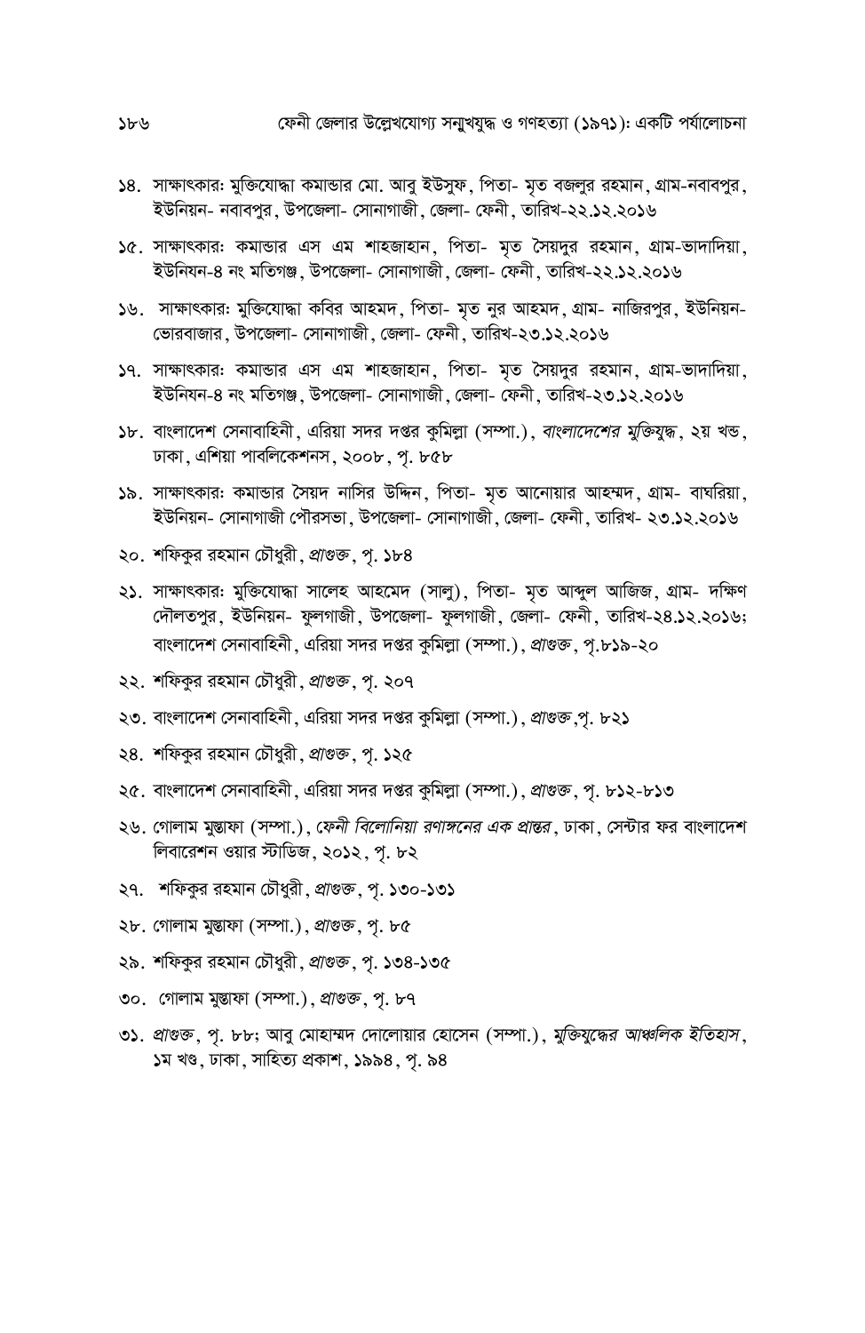১৪. সাক্ষাৎকার: মুক্তিযোদ্ধা কমান্ডার মো. আবু ইউসুফ, পিতা- মৃত বজলুর রহমান, গ্রাম-নবাবপুর, ইউনিয়ন- নবাবপুর, উপজেলা- সোনাগাজী, জেলা- ফেনী, তারিখ-২২.১২.২০১৬

১৫. সাক্ষাৎকার: কমান্ডার এস এম শাহজাহান, পিতা- মৃত সৈয়দুর রহমান, গ্রাম-ভাদাদিয়া, ইউনিযন-৪ নং মতিগঞ্জ, উপজেলা- সোনাগাজী, জেলা- ফেনী, তারিখ-২২.১২.২০১৬

১৬. সাক্ষাৎকার: মুক্তিযোদ্ধা কবির আহমদ, পিতা- মৃত নুর আহমদ, গ্রাম- নাজিরপুর, ইউনিয়ন- ভোরবাজার, উপজেলা- সোনাগাজী, জেলা- ফেনী, তারিখ-২৩.১২.২০১৬

১৭. সাক্ষাৎকার: কমান্ডার এস এম শাহজাহান, পিতা- মৃত সৈয়দুর রহমান, গ্রাম-ভাদাদিয়া, ইউনিযন-৪ নং মতিগঞ্জ, উপজেলা- সোনাগাজী, জেলা- ফেনী, তারিখ-২৩.১২.২০১৬

১৮. বাংলাদেশ সেনাবাহিনী, এরিয়া সদর দপ্তর কুমিল্লা (সম্পা.), *বাংলাদেশের মুক্তিযুদ্ধ*, ২য় খন্ড, ঢাকা, এশিয়া পাবলিকেশনস, ২০০৮, পৃ. ৮৫৮

১৯. সাক্ষাৎকার: কমান্ডার সৈয়দ নাসির উদ্দিন, পিতা- মৃত আনোয়ার আহম্মদ, গ্রাম- বাঘরিয়া, ইউনিয়ন- সোনাগাজী পৌরসভা, উপজেলা- সোনাগাজী, জেলা- ফেনী, তারিখ- ২৩.১২.২০১৬

২০. শফিকুর রহমান চৌধুরী, *প্রাগুক্ত*, পৃ. ১৮৪

২১. সাক্ষাৎকার: মুক্তিযোদ্ধা সালেহ আহমেদ (সালু), পিতা- মৃত আব্দুল আজিজ, গ্রাম- দক্ষিণ দৌলতপুর, ইউনিয়ন- ফুলগাজী, উপজেলা- ফুলগাজী, জেলা- ফেনী, তারিখ-২৪.১২.২০১৬; বাংলাদেশ সেনাবাহিনী, এরিয়া সদর দপ্তর কুমিল্লা (সম্পা.), *প্রাগুক্ত*, পৃ.৮১৯-২০

২২. শফিকুর রহমান চৌধুরী, *প্রাগুক্ত*, পৃ. ২০৭

২৩. বাংলাদেশ সেনাবাহিনী, এরিয়া সদর দপ্তর কুমিল্লা (সম্পা.), *প্রাগুক্ত*,পৃ. ৮২১

২৪. শফিকুর রহমান চৌধুরী, *প্রাগুক্ত*, পৃ. ১২৫

২৫. বাংলাদেশ সেনাবাহিনী, এরিয়া সদর দপ্তর কুমিল্লা (সম্পা.), *প্রাগুক্ত*, পৃ. ৮১২-৮১৩

২৬. গোলাম মুস্তাফা (সম্পা.), *ফেনী বিলোনিয়া রণাঙ্গনের এক প্রান্তর*, ঢাকা, সেন্টার ফর বাংলাদেশ লিবারেশন ওয়ার স্টাডিজ, ২০১২, পৃ. ৮২

২৭. শফিকুর রহমান চৌধুরী, *প্রাগুক্ত*, পৃ. ১৩০-১৩১

২৮. গোলাম মুস্তাফা (সম্পা.), *প্রাগুক্ত*, পৃ. ৮৫

২৯. শফিকুর রহমান চৌধুরী, *প্রাগুক্ত*, পৃ. ১৩৪-১৩৫

৩০. গোলাম মুস্তাফা (সম্পা.), *প্রাগুক্ত*, পৃ. ৮৭

৩১. *প্রাগুক্ত*, পৃ. ৮৮; আবু মোহাম্মদ দোলোয়ার হোসেন (সম্পা.), *মুক্তিযুদ্ধের আঞ্চলিক ইতিহাস*, ১ম খণ্ড, ঢাকা, সাহিত্য প্রকাশ, ১৯৯৪, পৃ. ৯৪